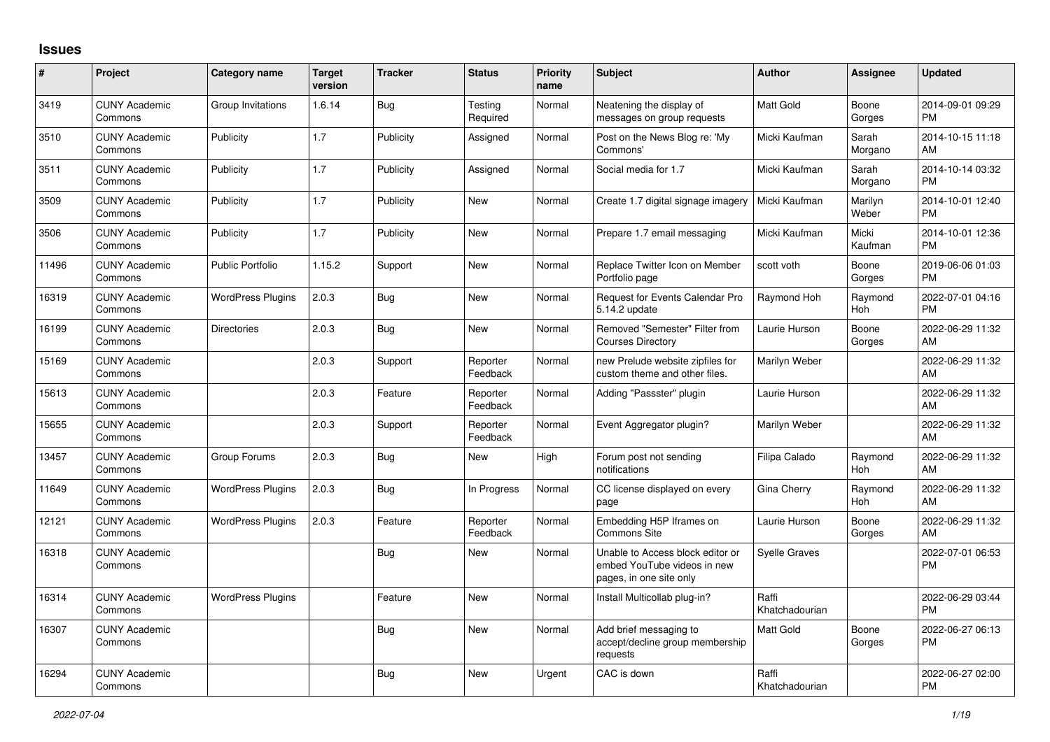## Issues

| # | Project | Category name | Target version | Tracker | Status | Priority name | Subject | Author | Assignee | Updated |
|---|---|---|---|---|---|---|---|---|---|---|
| 3419 | CUNY Academic Commons | Group Invitations | 1.6.14 | Bug | Testing Required | Normal | Neatening the display of messages on group requests | Matt Gold | Boone Gorges | 2014-09-01 09:29 PM |
| 3510 | CUNY Academic Commons | Publicity | 1.7 | Publicity | Assigned | Normal | Post on the News Blog re: 'My Commons' | Micki Kaufman | Sarah Morgano | 2014-10-15 11:18 AM |
| 3511 | CUNY Academic Commons | Publicity | 1.7 | Publicity | Assigned | Normal | Social media for 1.7 | Micki Kaufman | Sarah Morgano | 2014-10-14 03:32 PM |
| 3509 | CUNY Academic Commons | Publicity | 1.7 | Publicity | New | Normal | Create 1.7 digital signage imagery | Micki Kaufman | Marilyn Weber | 2014-10-01 12:40 PM |
| 3506 | CUNY Academic Commons | Publicity | 1.7 | Publicity | New | Normal | Prepare 1.7 email messaging | Micki Kaufman | Micki Kaufman | 2014-10-01 12:36 PM |
| 11496 | CUNY Academic Commons | Public Portfolio | 1.15.2 | Support | New | Normal | Replace Twitter Icon on Member Portfolio page | scott voth | Boone Gorges | 2019-06-06 01:03 PM |
| 16319 | CUNY Academic Commons | WordPress Plugins | 2.0.3 | Bug | New | Normal | Request for Events Calendar Pro 5.14.2 update | Raymond Hoh | Raymond Hoh | 2022-07-01 04:16 PM |
| 16199 | CUNY Academic Commons | Directories | 2.0.3 | Bug | New | Normal | Removed "Semester" Filter from Courses Directory | Laurie Hurson | Boone Gorges | 2022-06-29 11:32 AM |
| 15169 | CUNY Academic Commons | | 2.0.3 | Support | Reporter Feedback | Normal | new Prelude website zipfiles for custom theme and other files. | Marilyn Weber | | 2022-06-29 11:32 AM |
| 15613 | CUNY Academic Commons | | 2.0.3 | Feature | Reporter Feedback | Normal | Adding "Passster" plugin | Laurie Hurson | | 2022-06-29 11:32 AM |
| 15655 | CUNY Academic Commons | | 2.0.3 | Support | Reporter Feedback | Normal | Event Aggregator plugin? | Marilyn Weber | | 2022-06-29 11:32 AM |
| 13457 | CUNY Academic Commons | Group Forums | 2.0.3 | Bug | New | High | Forum post not sending notifications | Filipa Calado | Raymond Hoh | 2022-06-29 11:32 AM |
| 11649 | CUNY Academic Commons | WordPress Plugins | 2.0.3 | Bug | In Progress | Normal | CC license displayed on every page | Gina Cherry | Raymond Hoh | 2022-06-29 11:32 AM |
| 12121 | CUNY Academic Commons | WordPress Plugins | 2.0.3 | Feature | Reporter Feedback | Normal | Embedding H5P Iframes on Commons Site | Laurie Hurson | Boone Gorges | 2022-06-29 11:32 AM |
| 16318 | CUNY Academic Commons | | | Bug | New | Normal | Unable to Access block editor or embed YouTube videos in new pages, in one site only | Syelle Graves | | 2022-07-01 06:53 PM |
| 16314 | CUNY Academic Commons | WordPress Plugins | | Feature | New | Normal | Install Multicollab plug-in? | Raffi Khatchadourian | | 2022-06-29 03:44 PM |
| 16307 | CUNY Academic Commons | | | Bug | New | Normal | Add brief messaging to accept/decline group membership requests | Matt Gold | Boone Gorges | 2022-06-27 06:13 PM |
| 16294 | CUNY Academic Commons | | | Bug | New | Urgent | CAC is down | Raffi Khatchadourian | | 2022-06-27 02:00 PM |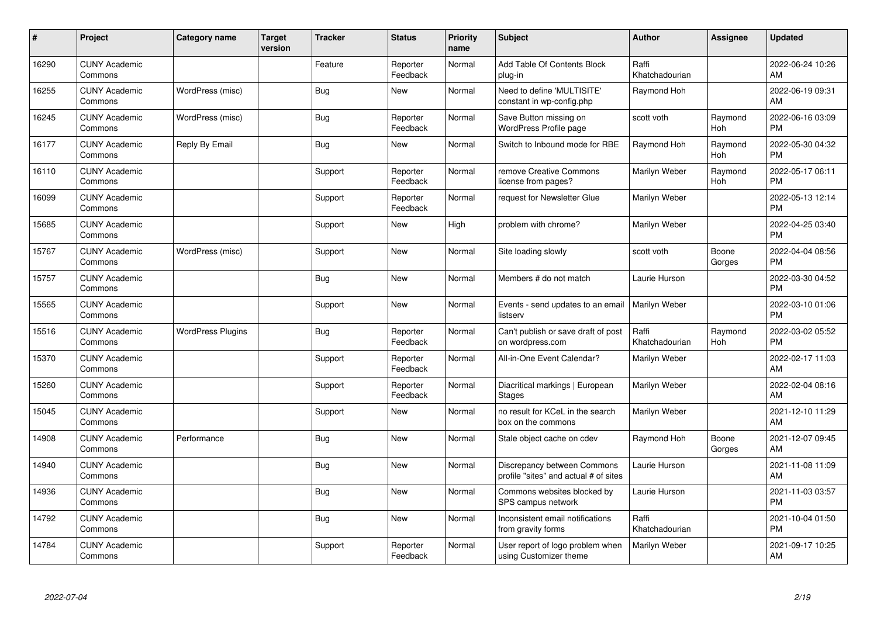| # | Project | Category name | Target version | Tracker | Status | Priority name | Subject | Author | Assignee | Updated |
|---|---|---|---|---|---|---|---|---|---|---|
| 16290 | CUNY Academic Commons | | | Feature | Reporter Feedback | Normal | Add Table Of Contents Block plug-in | Raffi Khatchadourian | | 2022-06-24 10:26 AM |
| 16255 | CUNY Academic Commons | WordPress (misc) | | Bug | New | Normal | Need to define 'MULTISITE' constant in wp-config.php | Raymond Hoh | | 2022-06-19 09:31 AM |
| 16245 | CUNY Academic Commons | WordPress (misc) | | Bug | Reporter Feedback | Normal | Save Button missing on WordPress Profile page | scott voth | Raymond Hoh | 2022-06-16 03:09 PM |
| 16177 | CUNY Academic Commons | Reply By Email | | Bug | New | Normal | Switch to Inbound mode for RBE | Raymond Hoh | Raymond Hoh | 2022-05-30 04:32 PM |
| 16110 | CUNY Academic Commons | | | Support | Reporter Feedback | Normal | remove Creative Commons license from pages? | Marilyn Weber | Raymond Hoh | 2022-05-17 06:11 PM |
| 16099 | CUNY Academic Commons | | | Support | Reporter Feedback | Normal | request for Newsletter Glue | Marilyn Weber | | 2022-05-13 12:14 PM |
| 15685 | CUNY Academic Commons | | | Support | New | High | problem with chrome? | Marilyn Weber | | 2022-04-25 03:40 PM |
| 15767 | CUNY Academic Commons | WordPress (misc) | | Support | New | Normal | Site loading slowly | scott voth | Boone Gorges | 2022-04-04 08:56 PM |
| 15757 | CUNY Academic Commons | | | Bug | New | Normal | Members # do not match | Laurie Hurson | | 2022-03-30 04:52 PM |
| 15565 | CUNY Academic Commons | | | Support | New | Normal | Events - send updates to an email listserv | Marilyn Weber | | 2022-03-10 01:06 PM |
| 15516 | CUNY Academic Commons | WordPress Plugins | | Bug | Reporter Feedback | Normal | Can't publish or save draft of post on wordpress.com | Raffi Khatchadourian | Raymond Hoh | 2022-03-02 05:52 PM |
| 15370 | CUNY Academic Commons | | | Support | Reporter Feedback | Normal | All-in-One Event Calendar? | Marilyn Weber | | 2022-02-17 11:03 AM |
| 15260 | CUNY Academic Commons | | | Support | Reporter Feedback | Normal | Diacritical markings \| European Stages | Marilyn Weber | | 2022-02-04 08:16 AM |
| 15045 | CUNY Academic Commons | | | Support | New | Normal | no result for KCeL in the search box on the commons | Marilyn Weber | | 2021-12-10 11:29 AM |
| 14908 | CUNY Academic Commons | Performance | | Bug | New | Normal | Stale object cache on cdev | Raymond Hoh | Boone Gorges | 2021-12-07 09:45 AM |
| 14940 | CUNY Academic Commons | | | Bug | New | Normal | Discrepancy between Commons profile "sites" and actual # of sites | Laurie Hurson | | 2021-11-08 11:09 AM |
| 14936 | CUNY Academic Commons | | | Bug | New | Normal | Commons websites blocked by SPS campus network | Laurie Hurson | | 2021-11-03 03:57 PM |
| 14792 | CUNY Academic Commons | | | Bug | New | Normal | Inconsistent email notifications from gravity forms | Raffi Khatchadourian | | 2021-10-04 01:50 PM |
| 14784 | CUNY Academic Commons | | | Support | Reporter Feedback | Normal | User report of logo problem when using Customizer theme | Marilyn Weber | | 2021-09-17 10:25 AM |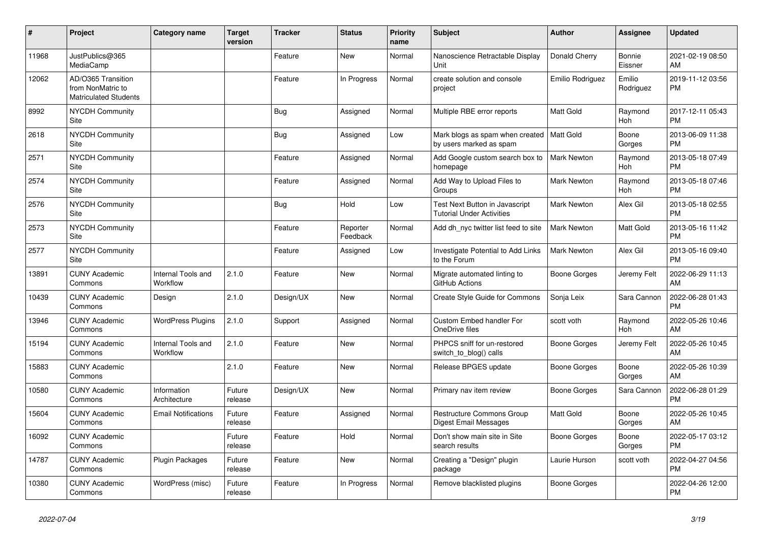| # | Project | Category name | Target version | Tracker | Status | Priority name | Subject | Author | Assignee | Updated |
|---|---|---|---|---|---|---|---|---|---|---|
| 11968 | JustPublics@365 MediaCamp | | | Feature | New | Normal | Nanoscience Retractable Display Unit | Donald Cherry | Bonnie Eissner | 2021-02-19 08:50 AM |
| 12062 | AD/O365 Transition from NonMatric to Matriculated Students | | | Feature | In Progress | Normal | create solution and console project | Emilio Rodriguez | Emilio Rodriguez | 2019-11-12 03:56 PM |
| 8992 | NYCDH Community Site | | | Bug | Assigned | Normal | Multiple RBE error reports | Matt Gold | Raymond Hoh | 2017-12-11 05:43 PM |
| 2618 | NYCDH Community Site | | | Bug | Assigned | Low | Mark blogs as spam when created by users marked as spam | Matt Gold | Boone Gorges | 2013-06-09 11:38 PM |
| 2571 | NYCDH Community Site | | | Feature | Assigned | Normal | Add Google custom search box to homepage | Mark Newton | Raymond Hoh | 2013-05-18 07:49 PM |
| 2574 | NYCDH Community Site | | | Feature | Assigned | Normal | Add Way to Upload Files to Groups | Mark Newton | Raymond Hoh | 2013-05-18 07:46 PM |
| 2576 | NYCDH Community Site | | | Bug | Hold | Low | Test Next Button in Javascript Tutorial Under Activities | Mark Newton | Alex Gil | 2013-05-18 02:55 PM |
| 2573 | NYCDH Community Site | | | Feature | Reporter Feedback | Normal | Add dh_nyc twitter list feed to site | Mark Newton | Matt Gold | 2013-05-16 11:42 PM |
| 2577 | NYCDH Community Site | | | Feature | Assigned | Low | Investigate Potential to Add Links to the Forum | Mark Newton | Alex Gil | 2013-05-16 09:40 PM |
| 13891 | CUNY Academic Commons | Internal Tools and Workflow | 2.1.0 | Feature | New | Normal | Migrate automated linting to GitHub Actions | Boone Gorges | Jeremy Felt | 2022-06-29 11:13 AM |
| 10439 | CUNY Academic Commons | Design | 2.1.0 | Design/UX | New | Normal | Create Style Guide for Commons | Sonja Leix | Sara Cannon | 2022-06-28 01:43 PM |
| 13946 | CUNY Academic Commons | WordPress Plugins | 2.1.0 | Support | Assigned | Normal | Custom Embed handler For OneDrive files | scott voth | Raymond Hoh | 2022-05-26 10:46 AM |
| 15194 | CUNY Academic Commons | Internal Tools and Workflow | 2.1.0 | Feature | New | Normal | PHPCS sniff for un-restored switch_to_blog() calls | Boone Gorges | Jeremy Felt | 2022-05-26 10:45 AM |
| 15883 | CUNY Academic Commons | | 2.1.0 | Feature | New | Normal | Release BPGES update | Boone Gorges | Boone Gorges | 2022-05-26 10:39 AM |
| 10580 | CUNY Academic Commons | Information Architecture | Future release | Design/UX | New | Normal | Primary nav item review | Boone Gorges | Sara Cannon | 2022-06-28 01:29 PM |
| 15604 | CUNY Academic Commons | Email Notifications | Future release | Feature | Assigned | Normal | Restructure Commons Group Digest Email Messages | Matt Gold | Boone Gorges | 2022-05-26 10:45 AM |
| 16092 | CUNY Academic Commons | | Future release | Feature | Hold | Normal | Don't show main site in Site search results | Boone Gorges | Boone Gorges | 2022-05-17 03:12 PM |
| 14787 | CUNY Academic Commons | Plugin Packages | Future release | Feature | New | Normal | Creating a "Design" plugin package | Laurie Hurson | scott voth | 2022-04-27 04:56 PM |
| 10380 | CUNY Academic Commons | WordPress (misc) | Future release | Feature | In Progress | Normal | Remove blacklisted plugins | Boone Gorges | | 2022-04-26 12:00 PM |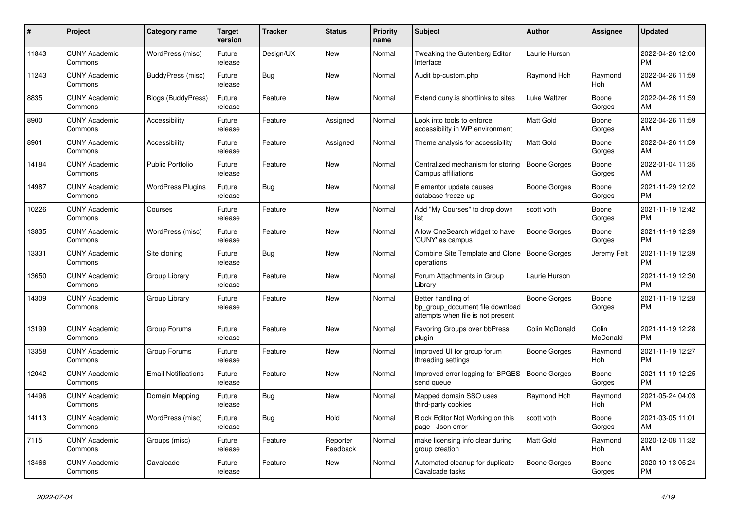| # | Project | Category name | Target version | Tracker | Status | Priority name | Subject | Author | Assignee | Updated |
|---|---|---|---|---|---|---|---|---|---|---|
| 11843 | CUNY Academic Commons | WordPress (misc) | Future release | Design/UX | New | Normal | Tweaking the Gutenberg Editor Interface | Laurie Hurson | | 2022-04-26 12:00 PM |
| 11243 | CUNY Academic Commons | BuddyPress (misc) | Future release | Bug | New | Normal | Audit bp-custom.php | Raymond Hoh | Raymond Hoh | 2022-04-26 11:59 AM |
| 8835 | CUNY Academic Commons | Blogs (BuddyPress) | Future release | Feature | New | Normal | Extend cuny.is shortlinks to sites | Luke Waltzer | Boone Gorges | 2022-04-26 11:59 AM |
| 8900 | CUNY Academic Commons | Accessibility | Future release | Feature | Assigned | Normal | Look into tools to enforce accessibility in WP environment | Matt Gold | Boone Gorges | 2022-04-26 11:59 AM |
| 8901 | CUNY Academic Commons | Accessibility | Future release | Feature | Assigned | Normal | Theme analysis for accessibility | Matt Gold | Boone Gorges | 2022-04-26 11:59 AM |
| 14184 | CUNY Academic Commons | Public Portfolio | Future release | Feature | New | Normal | Centralized mechanism for storing Campus affiliations | Boone Gorges | Boone Gorges | 2022-01-04 11:35 AM |
| 14987 | CUNY Academic Commons | WordPress Plugins | Future release | Bug | New | Normal | Elementor update causes database freeze-up | Boone Gorges | Boone Gorges | 2021-11-29 12:02 PM |
| 10226 | CUNY Academic Commons | Courses | Future release | Feature | New | Normal | Add "My Courses" to drop down list | scott voth | Boone Gorges | 2021-11-19 12:42 PM |
| 13835 | CUNY Academic Commons | WordPress (misc) | Future release | Feature | New | Normal | Allow OneSearch widget to have 'CUNY' as campus | Boone Gorges | Boone Gorges | 2021-11-19 12:39 PM |
| 13331 | CUNY Academic Commons | Site cloning | Future release | Bug | New | Normal | Combine Site Template and Clone operations | Boone Gorges | Jeremy Felt | 2021-11-19 12:39 PM |
| 13650 | CUNY Academic Commons | Group Library | Future release | Feature | New | Normal | Forum Attachments in Group Library | Laurie Hurson | | 2021-11-19 12:30 PM |
| 14309 | CUNY Academic Commons | Group Library | Future release | Feature | New | Normal | Better handling of bp_group_document file download attempts when file is not present | Boone Gorges | Boone Gorges | 2021-11-19 12:28 PM |
| 13199 | CUNY Academic Commons | Group Forums | Future release | Feature | New | Normal | Favoring Groups over bbPress plugin | Colin McDonald | Colin McDonald | 2021-11-19 12:28 PM |
| 13358 | CUNY Academic Commons | Group Forums | Future release | Feature | New | Normal | Improved UI for group forum threading settings | Boone Gorges | Raymond Hoh | 2021-11-19 12:27 PM |
| 12042 | CUNY Academic Commons | Email Notifications | Future release | Feature | New | Normal | Improved error logging for BPGES send queue | Boone Gorges | Boone Gorges | 2021-11-19 12:25 PM |
| 14496 | CUNY Academic Commons | Domain Mapping | Future release | Bug | New | Normal | Mapped domain SSO uses third-party cookies | Raymond Hoh | Raymond Hoh | 2021-05-24 04:03 PM |
| 14113 | CUNY Academic Commons | WordPress (misc) | Future release | Bug | Hold | Normal | Block Editor Not Working on this page - Json error | scott voth | Boone Gorges | 2021-03-05 11:01 AM |
| 7115 | CUNY Academic Commons | Groups (misc) | Future release | Feature | Reporter Feedback | Normal | make licensing info clear during group creation | Matt Gold | Raymond Hoh | 2020-12-08 11:32 AM |
| 13466 | CUNY Academic Commons | Cavalcade | Future release | Feature | New | Normal | Automated cleanup for duplicate Cavalcade tasks | Boone Gorges | Boone Gorges | 2020-10-13 05:24 PM |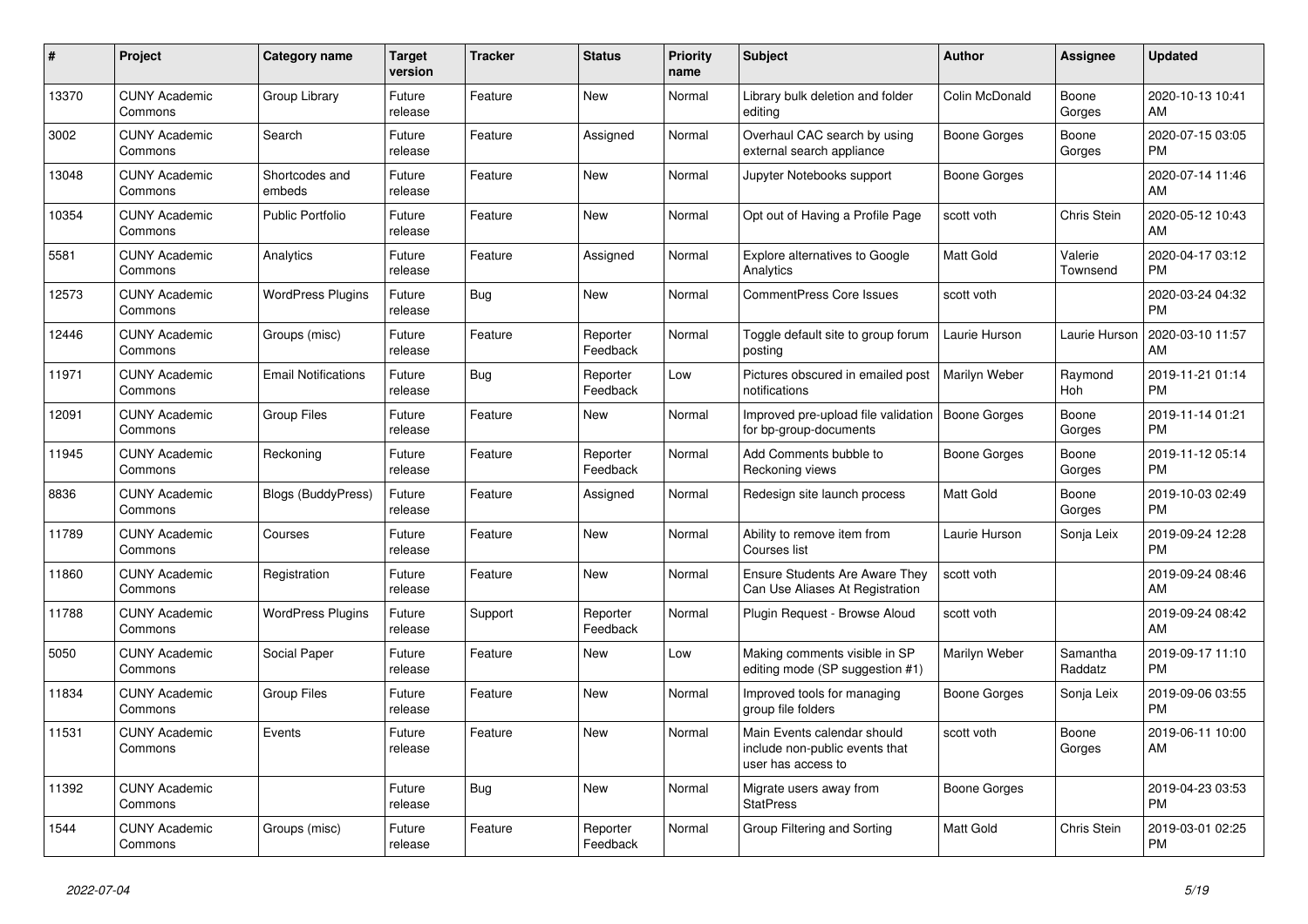| # | Project | Category name | Target version | Tracker | Status | Priority name | Subject | Author | Assignee | Updated |
|---|---|---|---|---|---|---|---|---|---|---|
| 13370 | CUNY Academic Commons | Group Library | Future release | Feature | New | Normal | Library bulk deletion and folder editing | Colin McDonald | Boone Gorges | 2020-10-13 10:41 AM |
| 3002 | CUNY Academic Commons | Search | Future release | Feature | Assigned | Normal | Overhaul CAC search by using external search appliance | Boone Gorges | Boone Gorges | 2020-07-15 03:05 PM |
| 13048 | CUNY Academic Commons | Shortcodes and embeds | Future release | Feature | New | Normal | Jupyter Notebooks support | Boone Gorges | | 2020-07-14 11:46 AM |
| 10354 | CUNY Academic Commons | Public Portfolio | Future release | Feature | New | Normal | Opt out of Having a Profile Page | scott voth | Chris Stein | 2020-05-12 10:43 AM |
| 5581 | CUNY Academic Commons | Analytics | Future release | Feature | Assigned | Normal | Explore alternatives to Google Analytics | Matt Gold | Valerie Townsend | 2020-04-17 03:12 PM |
| 12573 | CUNY Academic Commons | WordPress Plugins | Future release | Bug | New | Normal | CommentPress Core Issues | scott voth | | 2020-03-24 04:32 PM |
| 12446 | CUNY Academic Commons | Groups (misc) | Future release | Feature | Reporter Feedback | Normal | Toggle default site to group forum posting | Laurie Hurson | Laurie Hurson | 2020-03-10 11:57 AM |
| 11971 | CUNY Academic Commons | Email Notifications | Future release | Bug | Reporter Feedback | Low | Pictures obscured in emailed post notifications | Marilyn Weber | Raymond Hoh | 2019-11-21 01:14 PM |
| 12091 | CUNY Academic Commons | Group Files | Future release | Feature | New | Normal | Improved pre-upload file validation for bp-group-documents | Boone Gorges | Boone Gorges | 2019-11-14 01:21 PM |
| 11945 | CUNY Academic Commons | Reckoning | Future release | Feature | Reporter Feedback | Normal | Add Comments bubble to Reckoning views | Boone Gorges | Boone Gorges | 2019-11-12 05:14 PM |
| 8836 | CUNY Academic Commons | Blogs (BuddyPress) | Future release | Feature | Assigned | Normal | Redesign site launch process | Matt Gold | Boone Gorges | 2019-10-03 02:49 PM |
| 11789 | CUNY Academic Commons | Courses | Future release | Feature | New | Normal | Ability to remove item from Courses list | Laurie Hurson | Sonja Leix | 2019-09-24 12:28 PM |
| 11860 | CUNY Academic Commons | Registration | Future release | Feature | New | Normal | Ensure Students Are Aware They Can Use Aliases At Registration | scott voth | | 2019-09-24 08:46 AM |
| 11788 | CUNY Academic Commons | WordPress Plugins | Future release | Support | Reporter Feedback | Normal | Plugin Request - Browse Aloud | scott voth | | 2019-09-24 08:42 AM |
| 5050 | CUNY Academic Commons | Social Paper | Future release | Feature | New | Low | Making comments visible in SP editing mode (SP suggestion #1) | Marilyn Weber | Samantha Raddatz | 2019-09-17 11:10 PM |
| 11834 | CUNY Academic Commons | Group Files | Future release | Feature | New | Normal | Improved tools for managing group file folders | Boone Gorges | Sonja Leix | 2019-09-06 03:55 PM |
| 11531 | CUNY Academic Commons | Events | Future release | Feature | New | Normal | Main Events calendar should include non-public events that user has access to | scott voth | Boone Gorges | 2019-06-11 10:00 AM |
| 11392 | CUNY Academic Commons | | Future release | Bug | New | Normal | Migrate users away from StatPress | Boone Gorges | | 2019-04-23 03:53 PM |
| 1544 | CUNY Academic Commons | Groups (misc) | Future release | Feature | Reporter Feedback | Normal | Group Filtering and Sorting | Matt Gold | Chris Stein | 2019-03-01 02:25 PM |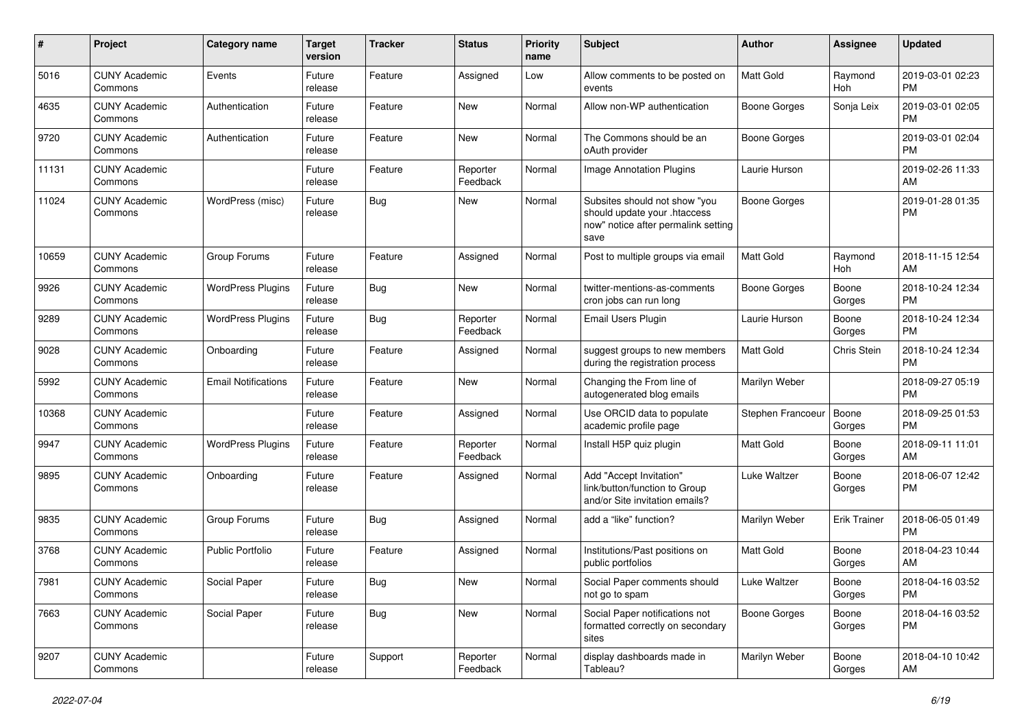| # | Project | Category name | Target version | Tracker | Status | Priority name | Subject | Author | Assignee | Updated |
|---|---|---|---|---|---|---|---|---|---|---|
| 5016 | CUNY Academic Commons | Events | Future release | Feature | Assigned | Low | Allow comments to be posted on events | Matt Gold | Raymond Hoh | 2019-03-01 02:23 PM |
| 4635 | CUNY Academic Commons | Authentication | Future release | Feature | New | Normal | Allow non-WP authentication | Boone Gorges | Sonja Leix | 2019-03-01 02:05 PM |
| 9720 | CUNY Academic Commons | Authentication | Future release | Feature | New | Normal | The Commons should be an oAuth provider | Boone Gorges | | 2019-03-01 02:04 PM |
| 11131 | CUNY Academic Commons | | Future release | Feature | Reporter Feedback | Normal | Image Annotation Plugins | Laurie Hurson | | 2019-02-26 11:33 AM |
| 11024 | CUNY Academic Commons | WordPress (misc) | Future release | Bug | New | Normal | Subsites should not show "you should update your .htaccess now" notice after permalink setting save | Boone Gorges | | 2019-01-28 01:35 PM |
| 10659 | CUNY Academic Commons | Group Forums | Future release | Feature | Assigned | Normal | Post to multiple groups via email | Matt Gold | Raymond Hoh | 2018-11-15 12:54 AM |
| 9926 | CUNY Academic Commons | WordPress Plugins | Future release | Bug | New | Normal | twitter-mentions-as-comments cron jobs can run long | Boone Gorges | Boone Gorges | 2018-10-24 12:34 PM |
| 9289 | CUNY Academic Commons | WordPress Plugins | Future release | Bug | Reporter Feedback | Normal | Email Users Plugin | Laurie Hurson | Boone Gorges | 2018-10-24 12:34 PM |
| 9028 | CUNY Academic Commons | Onboarding | Future release | Feature | Assigned | Normal | suggest groups to new members during the registration process | Matt Gold | Chris Stein | 2018-10-24 12:34 PM |
| 5992 | CUNY Academic Commons | Email Notifications | Future release | Feature | New | Normal | Changing the From line of autogenerated blog emails | Marilyn Weber | | 2018-09-27 05:19 PM |
| 10368 | CUNY Academic Commons | | Future release | Feature | Assigned | Normal | Use ORCID data to populate academic profile page | Stephen Francoeur | Boone Gorges | 2018-09-25 01:53 PM |
| 9947 | CUNY Academic Commons | WordPress Plugins | Future release | Feature | Reporter Feedback | Normal | Install H5P quiz plugin | Matt Gold | Boone Gorges | 2018-09-11 11:01 AM |
| 9895 | CUNY Academic Commons | Onboarding | Future release | Feature | Assigned | Normal | Add "Accept Invitation" link/button/function to Group and/or Site invitation emails? | Luke Waltzer | Boone Gorges | 2018-06-07 12:42 PM |
| 9835 | CUNY Academic Commons | Group Forums | Future release | Bug | Assigned | Normal | add a "like" function? | Marilyn Weber | Erik Trainer | 2018-06-05 01:49 PM |
| 3768 | CUNY Academic Commons | Public Portfolio | Future release | Feature | Assigned | Normal | Institutions/Past positions on public portfolios | Matt Gold | Boone Gorges | 2018-04-23 10:44 AM |
| 7981 | CUNY Academic Commons | Social Paper | Future release | Bug | New | Normal | Social Paper comments should not go to spam | Luke Waltzer | Boone Gorges | 2018-04-16 03:52 PM |
| 7663 | CUNY Academic Commons | Social Paper | Future release | Bug | New | Normal | Social Paper notifications not formatted correctly on secondary sites | Boone Gorges | Boone Gorges | 2018-04-16 03:52 PM |
| 9207 | CUNY Academic Commons | | Future release | Support | Reporter Feedback | Normal | display dashboards made in Tableau? | Marilyn Weber | Boone Gorges | 2018-04-10 10:42 AM |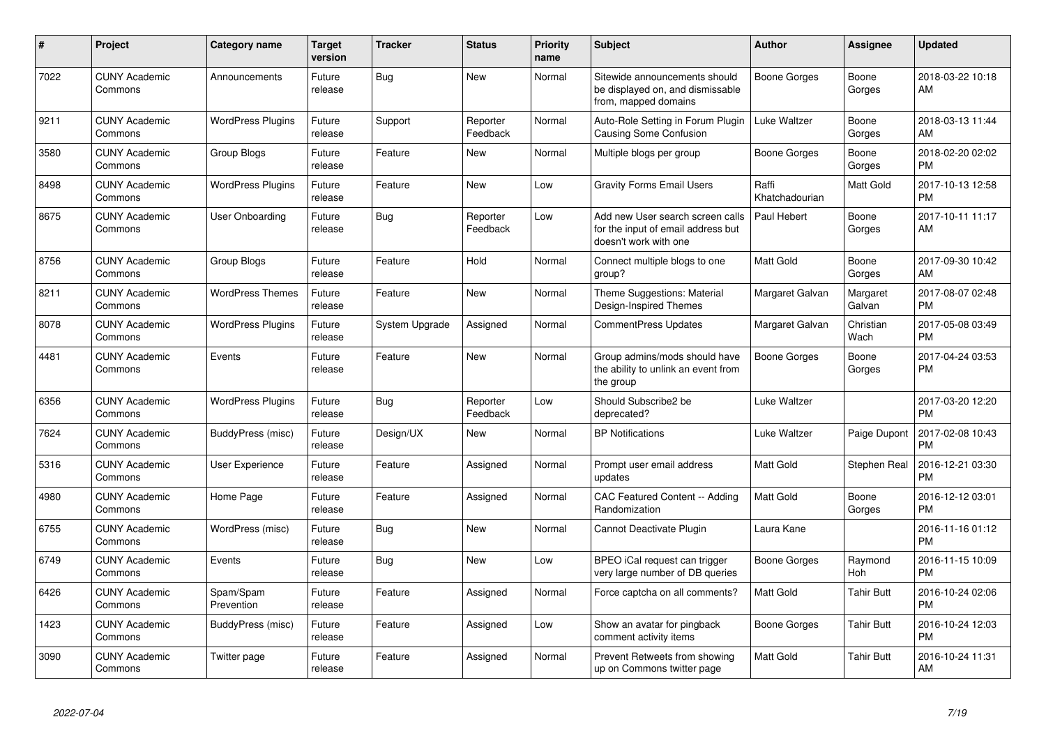| # | Project | Category name | Target version | Tracker | Status | Priority name | Subject | Author | Assignee | Updated |
|---|---|---|---|---|---|---|---|---|---|---|
| 7022 | CUNY Academic Commons | Announcements | Future release | Bug | New | Normal | Sitewide announcements should be displayed on, and dismissable from, mapped domains | Boone Gorges | Boone Gorges | 2018-03-22 10:18 AM |
| 9211 | CUNY Academic Commons | WordPress Plugins | Future release | Support | Reporter Feedback | Normal | Auto-Role Setting in Forum Plugin Causing Some Confusion | Luke Waltzer | Boone Gorges | 2018-03-13 11:44 AM |
| 3580 | CUNY Academic Commons | Group Blogs | Future release | Feature | New | Normal | Multiple blogs per group | Boone Gorges | Boone Gorges | 2018-02-20 02:02 PM |
| 8498 | CUNY Academic Commons | WordPress Plugins | Future release | Feature | New | Low | Gravity Forms Email Users | Raffi Khatchadourian | Matt Gold | 2017-10-13 12:58 PM |
| 8675 | CUNY Academic Commons | User Onboarding | Future release | Bug | Reporter Feedback | Low | Add new User search screen calls for the input of email address but doesn't work with one | Paul Hebert | Boone Gorges | 2017-10-11 11:17 AM |
| 8756 | CUNY Academic Commons | Group Blogs | Future release | Feature | Hold | Normal | Connect multiple blogs to one group? | Matt Gold | Boone Gorges | 2017-09-30 10:42 AM |
| 8211 | CUNY Academic Commons | WordPress Themes | Future release | Feature | New | Normal | Theme Suggestions: Material Design-Inspired Themes | Margaret Galvan | Margaret Galvan | 2017-08-07 02:48 PM |
| 8078 | CUNY Academic Commons | WordPress Plugins | Future release | System Upgrade | Assigned | Normal | CommentPress Updates | Margaret Galvan | Christian Wach | 2017-05-08 03:49 PM |
| 4481 | CUNY Academic Commons | Events | Future release | Feature | New | Normal | Group admins/mods should have the ability to unlink an event from the group | Boone Gorges | Boone Gorges | 2017-04-24 03:53 PM |
| 6356 | CUNY Academic Commons | WordPress Plugins | Future release | Bug | Reporter Feedback | Low | Should Subscribe2 be deprecated? | Luke Waltzer | | 2017-03-20 12:20 PM |
| 7624 | CUNY Academic Commons | BuddyPress (misc) | Future release | Design/UX | New | Normal | BP Notifications | Luke Waltzer | Paige Dupont | 2017-02-08 10:43 PM |
| 5316 | CUNY Academic Commons | User Experience | Future release | Feature | Assigned | Normal | Prompt user email address updates | Matt Gold | Stephen Real | 2016-12-21 03:30 PM |
| 4980 | CUNY Academic Commons | Home Page | Future release | Feature | Assigned | Normal | CAC Featured Content -- Adding Randomization | Matt Gold | Boone Gorges | 2016-12-12 03:01 PM |
| 6755 | CUNY Academic Commons | WordPress (misc) | Future release | Bug | New | Normal | Cannot Deactivate Plugin | Laura Kane | | 2016-11-16 01:12 PM |
| 6749 | CUNY Academic Commons | Events | Future release | Bug | New | Low | BPEO iCal request can trigger very large number of DB queries | Boone Gorges | Raymond Hoh | 2016-11-15 10:09 PM |
| 6426 | CUNY Academic Commons | Spam/Spam Prevention | Future release | Feature | Assigned | Normal | Force captcha on all comments? | Matt Gold | Tahir Butt | 2016-10-24 02:06 PM |
| 1423 | CUNY Academic Commons | BuddyPress (misc) | Future release | Feature | Assigned | Low | Show an avatar for pingback comment activity items | Boone Gorges | Tahir Butt | 2016-10-24 12:03 PM |
| 3090 | CUNY Academic Commons | Twitter page | Future release | Feature | Assigned | Normal | Prevent Retweets from showing up on Commons twitter page | Matt Gold | Tahir Butt | 2016-10-24 11:31 AM |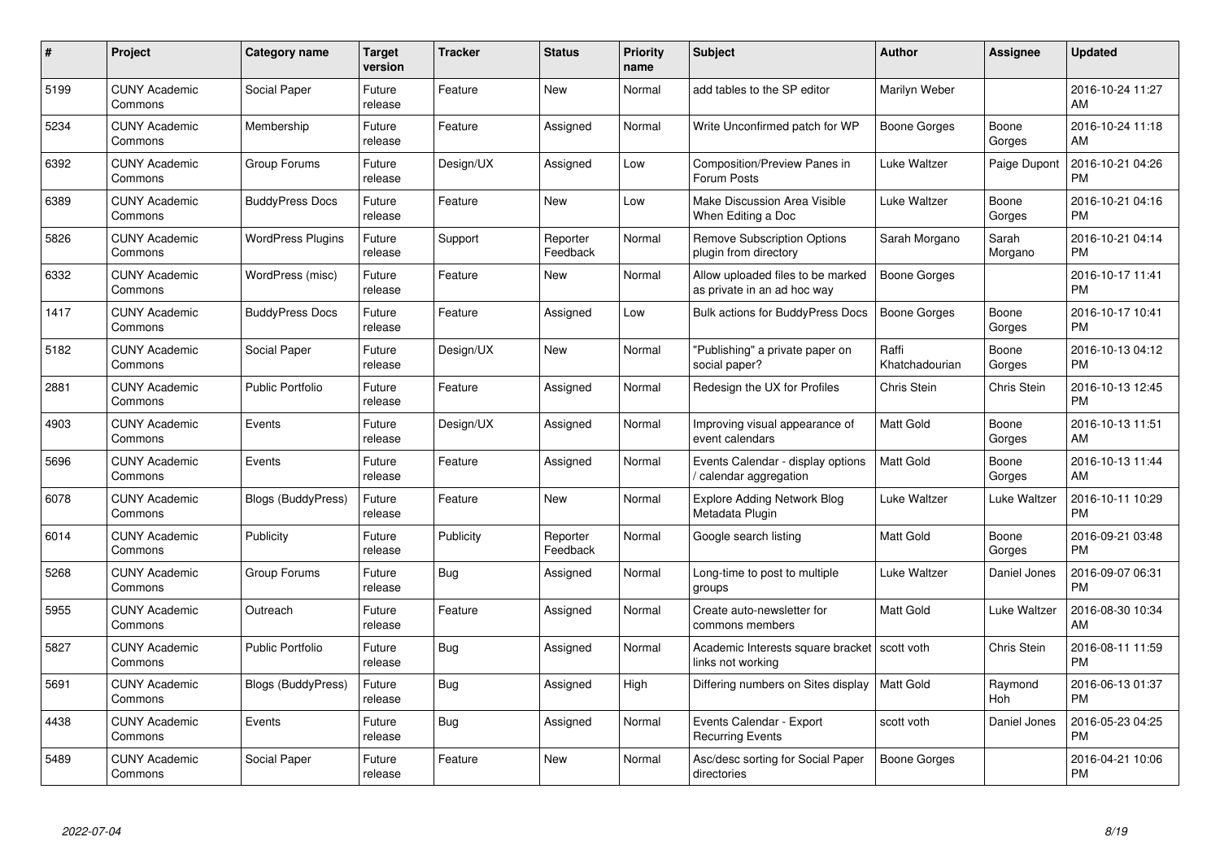| # | Project | Category name | Target version | Tracker | Status | Priority name | Subject | Author | Assignee | Updated |
|---|---|---|---|---|---|---|---|---|---|---|
| 5199 | CUNY Academic Commons | Social Paper | Future release | Feature | New | Normal | add tables to the SP editor | Marilyn Weber | | 2016-10-24 11:27 AM |
| 5234 | CUNY Academic Commons | Membership | Future release | Feature | Assigned | Normal | Write Unconfirmed patch for WP | Boone Gorges | Boone Gorges | 2016-10-24 11:18 AM |
| 6392 | CUNY Academic Commons | Group Forums | Future release | Design/UX | Assigned | Low | Composition/Preview Panes in Forum Posts | Luke Waltzer | Paige Dupont | 2016-10-21 04:26 PM |
| 6389 | CUNY Academic Commons | BuddyPress Docs | Future release | Feature | New | Low | Make Discussion Area Visible When Editing a Doc | Luke Waltzer | Boone Gorges | 2016-10-21 04:16 PM |
| 5826 | CUNY Academic Commons | WordPress Plugins | Future release | Support | Reporter Feedback | Normal | Remove Subscription Options plugin from directory | Sarah Morgano | Sarah Morgano | 2016-10-21 04:14 PM |
| 6332 | CUNY Academic Commons | WordPress (misc) | Future release | Feature | New | Normal | Allow uploaded files to be marked as private in an ad hoc way | Boone Gorges | | 2016-10-17 11:41 PM |
| 1417 | CUNY Academic Commons | BuddyPress Docs | Future release | Feature | Assigned | Low | Bulk actions for BuddyPress Docs | Boone Gorges | Boone Gorges | 2016-10-17 10:41 PM |
| 5182 | CUNY Academic Commons | Social Paper | Future release | Design/UX | New | Normal | "Publishing" a private paper on social paper? | Raffi Khatchadourian | Boone Gorges | 2016-10-13 04:12 PM |
| 2881 | CUNY Academic Commons | Public Portfolio | Future release | Feature | Assigned | Normal | Redesign the UX for Profiles | Chris Stein | Chris Stein | 2016-10-13 12:45 PM |
| 4903 | CUNY Academic Commons | Events | Future release | Design/UX | Assigned | Normal | Improving visual appearance of event calendars | Matt Gold | Boone Gorges | 2016-10-13 11:51 AM |
| 5696 | CUNY Academic Commons | Events | Future release | Feature | Assigned | Normal | Events Calendar - display options / calendar aggregation | Matt Gold | Boone Gorges | 2016-10-13 11:44 AM |
| 6078 | CUNY Academic Commons | Blogs (BuddyPress) | Future release | Feature | New | Normal | Explore Adding Network Blog Metadata Plugin | Luke Waltzer | Luke Waltzer | 2016-10-11 10:29 PM |
| 6014 | CUNY Academic Commons | Publicity | Future release | Publicity | Reporter Feedback | Normal | Google search listing | Matt Gold | Boone Gorges | 2016-09-21 03:48 PM |
| 5268 | CUNY Academic Commons | Group Forums | Future release | Bug | Assigned | Normal | Long-time to post to multiple groups | Luke Waltzer | Daniel Jones | 2016-09-07 06:31 PM |
| 5955 | CUNY Academic Commons | Outreach | Future release | Feature | Assigned | Normal | Create auto-newsletter for commons members | Matt Gold | Luke Waltzer | 2016-08-30 10:34 AM |
| 5827 | CUNY Academic Commons | Public Portfolio | Future release | Bug | Assigned | Normal | Academic Interests square bracket links not working | scott voth | Chris Stein | 2016-08-11 11:59 PM |
| 5691 | CUNY Academic Commons | Blogs (BuddyPress) | Future release | Bug | Assigned | High | Differing numbers on Sites display | Matt Gold | Raymond Hoh | 2016-06-13 01:37 PM |
| 4438 | CUNY Academic Commons | Events | Future release | Bug | Assigned | Normal | Events Calendar - Export Recurring Events | scott voth | Daniel Jones | 2016-05-23 04:25 PM |
| 5489 | CUNY Academic Commons | Social Paper | Future release | Feature | New | Normal | Asc/desc sorting for Social Paper directories | Boone Gorges | | 2016-04-21 10:06 PM |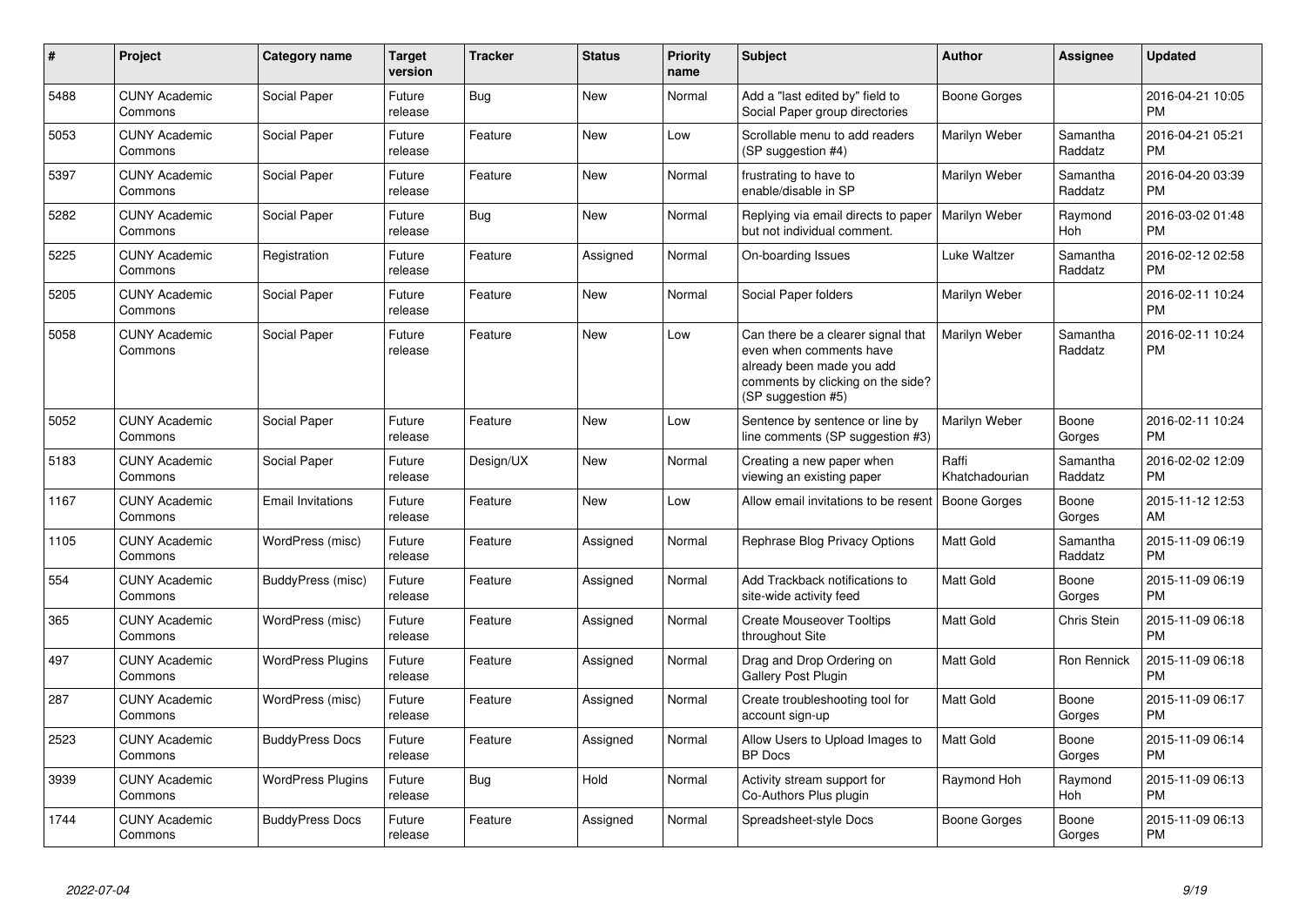| # | Project | Category name | Target version | Tracker | Status | Priority name | Subject | Author | Assignee | Updated |
|---|---|---|---|---|---|---|---|---|---|---|
| 5488 | CUNY Academic Commons | Social Paper | Future release | Bug | New | Normal | Add a "last edited by" field to Social Paper group directories | Boone Gorges | | 2016-04-21 10:05 PM |
| 5053 | CUNY Academic Commons | Social Paper | Future release | Feature | New | Low | Scrollable menu to add readers (SP suggestion #4) | Marilyn Weber | Samantha Raddatz | 2016-04-21 05:21 PM |
| 5397 | CUNY Academic Commons | Social Paper | Future release | Feature | New | Normal | frustrating to have to enable/disable in SP | Marilyn Weber | Samantha Raddatz | 2016-04-20 03:39 PM |
| 5282 | CUNY Academic Commons | Social Paper | Future release | Bug | New | Normal | Replying via email directs to paper but not individual comment. | Marilyn Weber | Raymond Hoh | 2016-03-02 01:48 PM |
| 5225 | CUNY Academic Commons | Registration | Future release | Feature | Assigned | Normal | On-boarding Issues | Luke Waltzer | Samantha Raddatz | 2016-02-12 02:58 PM |
| 5205 | CUNY Academic Commons | Social Paper | Future release | Feature | New | Normal | Social Paper folders | Marilyn Weber | | 2016-02-11 10:24 PM |
| 5058 | CUNY Academic Commons | Social Paper | Future release | Feature | New | Low | Can there be a clearer signal that even when comments have already been made you add comments by clicking on the side? (SP suggestion #5) | Marilyn Weber | Samantha Raddatz | 2016-02-11 10:24 PM |
| 5052 | CUNY Academic Commons | Social Paper | Future release | Feature | New | Low | Sentence by sentence or line by line comments (SP suggestion #3) | Marilyn Weber | Boone Gorges | 2016-02-11 10:24 PM |
| 5183 | CUNY Academic Commons | Social Paper | Future release | Design/UX | New | Normal | Creating a new paper when viewing an existing paper | Raffi Khatchadourian | Samantha Raddatz | 2016-02-02 12:09 PM |
| 1167 | CUNY Academic Commons | Email Invitations | Future release | Feature | New | Low | Allow email invitations to be resent | Boone Gorges | Boone Gorges | 2015-11-12 12:53 AM |
| 1105 | CUNY Academic Commons | WordPress (misc) | Future release | Feature | Assigned | Normal | Rephrase Blog Privacy Options | Matt Gold | Samantha Raddatz | 2015-11-09 06:19 PM |
| 554 | CUNY Academic Commons | BuddyPress (misc) | Future release | Feature | Assigned | Normal | Add Trackback notifications to site-wide activity feed | Matt Gold | Boone Gorges | 2015-11-09 06:19 PM |
| 365 | CUNY Academic Commons | WordPress (misc) | Future release | Feature | Assigned | Normal | Create Mouseover Tooltips throughout Site | Matt Gold | Chris Stein | 2015-11-09 06:18 PM |
| 497 | CUNY Academic Commons | WordPress Plugins | Future release | Feature | Assigned | Normal | Drag and Drop Ordering on Gallery Post Plugin | Matt Gold | Ron Rennick | 2015-11-09 06:18 PM |
| 287 | CUNY Academic Commons | WordPress (misc) | Future release | Feature | Assigned | Normal | Create troubleshooting tool for account sign-up | Matt Gold | Boone Gorges | 2015-11-09 06:17 PM |
| 2523 | CUNY Academic Commons | BuddyPress Docs | Future release | Feature | Assigned | Normal | Allow Users to Upload Images to BP Docs | Matt Gold | Boone Gorges | 2015-11-09 06:14 PM |
| 3939 | CUNY Academic Commons | WordPress Plugins | Future release | Bug | Hold | Normal | Activity stream support for Co-Authors Plus plugin | Raymond Hoh | Raymond Hoh | 2015-11-09 06:13 PM |
| 1744 | CUNY Academic Commons | BuddyPress Docs | Future release | Feature | Assigned | Normal | Spreadsheet-style Docs | Boone Gorges | Boone Gorges | 2015-11-09 06:13 PM |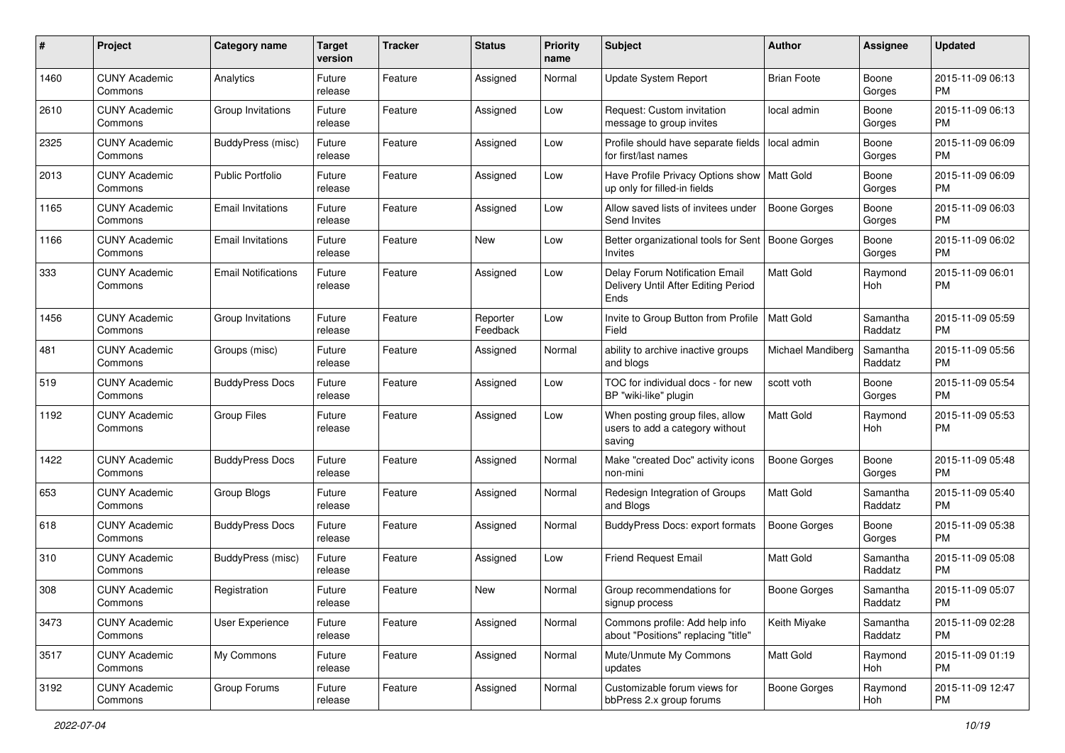| # | Project | Category name | Target version | Tracker | Status | Priority name | Subject | Author | Assignee | Updated |
|---|---|---|---|---|---|---|---|---|---|---|
| 1460 | CUNY Academic Commons | Analytics | Future release | Feature | Assigned | Normal | Update System Report | Brian Foote | Boone Gorges | 2015-11-09 06:13 PM |
| 2610 | CUNY Academic Commons | Group Invitations | Future release | Feature | Assigned | Low | Request: Custom invitation message to group invites | local admin | Boone Gorges | 2015-11-09 06:13 PM |
| 2325 | CUNY Academic Commons | BuddyPress (misc) | Future release | Feature | Assigned | Low | Profile should have separate fields for first/last names | local admin | Boone Gorges | 2015-11-09 06:09 PM |
| 2013 | CUNY Academic Commons | Public Portfolio | Future release | Feature | Assigned | Low | Have Profile Privacy Options show up only for filled-in fields | Matt Gold | Boone Gorges | 2015-11-09 06:09 PM |
| 1165 | CUNY Academic Commons | Email Invitations | Future release | Feature | Assigned | Low | Allow saved lists of invitees under Send Invites | Boone Gorges | Boone Gorges | 2015-11-09 06:03 PM |
| 1166 | CUNY Academic Commons | Email Invitations | Future release | Feature | New | Low | Better organizational tools for Sent Invites | Boone Gorges | Boone Gorges | 2015-11-09 06:02 PM |
| 333 | CUNY Academic Commons | Email Notifications | Future release | Feature | Assigned | Low | Delay Forum Notification Email Delivery Until After Editing Period Ends | Matt Gold | Raymond Hoh | 2015-11-09 06:01 PM |
| 1456 | CUNY Academic Commons | Group Invitations | Future release | Feature | Reporter Feedback | Low | Invite to Group Button from Profile Field | Matt Gold | Samantha Raddatz | 2015-11-09 05:59 PM |
| 481 | CUNY Academic Commons | Groups (misc) | Future release | Feature | Assigned | Normal | ability to archive inactive groups and blogs | Michael Mandiberg | Samantha Raddatz | 2015-11-09 05:56 PM |
| 519 | CUNY Academic Commons | BuddyPress Docs | Future release | Feature | Assigned | Low | TOC for individual docs - for new BP "wiki-like" plugin | scott voth | Boone Gorges | 2015-11-09 05:54 PM |
| 1192 | CUNY Academic Commons | Group Files | Future release | Feature | Assigned | Low | When posting group files, allow users to add a category without saving | Matt Gold | Raymond Hoh | 2015-11-09 05:53 PM |
| 1422 | CUNY Academic Commons | BuddyPress Docs | Future release | Feature | Assigned | Normal | Make "created Doc" activity icons non-mini | Boone Gorges | Boone Gorges | 2015-11-09 05:48 PM |
| 653 | CUNY Academic Commons | Group Blogs | Future release | Feature | Assigned | Normal | Redesign Integration of Groups and Blogs | Matt Gold | Samantha Raddatz | 2015-11-09 05:40 PM |
| 618 | CUNY Academic Commons | BuddyPress Docs | Future release | Feature | Assigned | Normal | BuddyPress Docs: export formats | Boone Gorges | Boone Gorges | 2015-11-09 05:38 PM |
| 310 | CUNY Academic Commons | BuddyPress (misc) | Future release | Feature | Assigned | Low | Friend Request Email | Matt Gold | Samantha Raddatz | 2015-11-09 05:08 PM |
| 308 | CUNY Academic Commons | Registration | Future release | Feature | New | Normal | Group recommendations for signup process | Boone Gorges | Samantha Raddatz | 2015-11-09 05:07 PM |
| 3473 | CUNY Academic Commons | User Experience | Future release | Feature | Assigned | Normal | Commons profile: Add help info about "Positions" replacing "title" | Keith Miyake | Samantha Raddatz | 2015-11-09 02:28 PM |
| 3517 | CUNY Academic Commons | My Commons | Future release | Feature | Assigned | Normal | Mute/Unmute My Commons updates | Matt Gold | Raymond Hoh | 2015-11-09 01:19 PM |
| 3192 | CUNY Academic Commons | Group Forums | Future release | Feature | Assigned | Normal | Customizable forum views for bbPress 2.x group forums | Boone Gorges | Raymond Hoh | 2015-11-09 12:47 PM |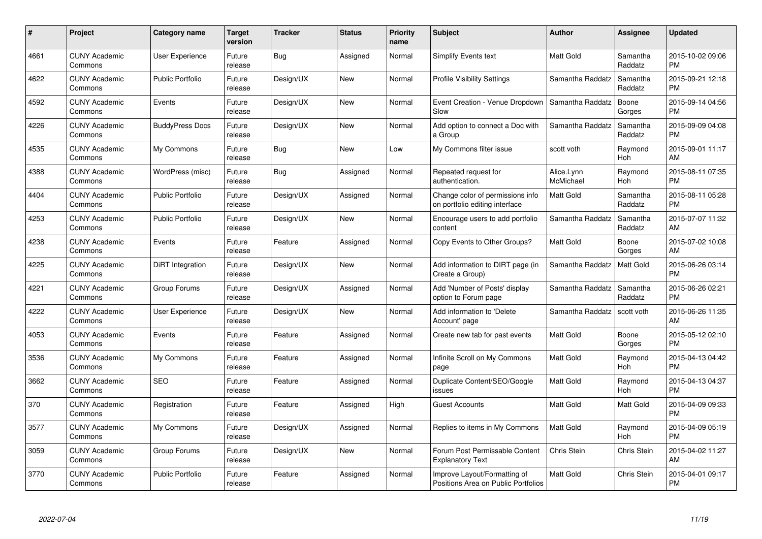| # | Project | Category name | Target version | Tracker | Status | Priority name | Subject | Author | Assignee | Updated |
|---|---|---|---|---|---|---|---|---|---|---|
| 4661 | CUNY Academic Commons | User Experience | Future release | Bug | Assigned | Normal | Simplify Events text | Matt Gold | Samantha Raddatz | 2015-10-02 09:06 PM |
| 4622 | CUNY Academic Commons | Public Portfolio | Future release | Design/UX | New | Normal | Profile Visibility Settings | Samantha Raddatz | Samantha Raddatz | 2015-09-21 12:18 PM |
| 4592 | CUNY Academic Commons | Events | Future release | Design/UX | New | Normal | Event Creation - Venue Dropdown Slow | Samantha Raddatz | Boone Gorges | 2015-09-14 04:56 PM |
| 4226 | CUNY Academic Commons | BuddyPress Docs | Future release | Design/UX | New | Normal | Add option to connect a Doc with a Group | Samantha Raddatz | Samantha Raddatz | 2015-09-09 04:08 PM |
| 4535 | CUNY Academic Commons | My Commons | Future release | Bug | New | Low | My Commons filter issue | scott voth | Raymond Hoh | 2015-09-01 11:17 AM |
| 4388 | CUNY Academic Commons | WordPress (misc) | Future release | Bug | Assigned | Normal | Repeated request for authentication. | Alice.Lynn McMichael | Raymond Hoh | 2015-08-11 07:35 PM |
| 4404 | CUNY Academic Commons | Public Portfolio | Future release | Design/UX | Assigned | Normal | Change color of permissions info on portfolio editing interface | Matt Gold | Samantha Raddatz | 2015-08-11 05:28 PM |
| 4253 | CUNY Academic Commons | Public Portfolio | Future release | Design/UX | New | Normal | Encourage users to add portfolio content | Samantha Raddatz | Samantha Raddatz | 2015-07-07 11:32 AM |
| 4238 | CUNY Academic Commons | Events | Future release | Feature | Assigned | Normal | Copy Events to Other Groups? | Matt Gold | Boone Gorges | 2015-07-02 10:08 AM |
| 4225 | CUNY Academic Commons | DiRT Integration | Future release | Design/UX | New | Normal | Add information to DIRT page (in Create a Group) | Samantha Raddatz | Matt Gold | 2015-06-26 03:14 PM |
| 4221 | CUNY Academic Commons | Group Forums | Future release | Design/UX | Assigned | Normal | Add 'Number of Posts' display option to Forum page | Samantha Raddatz | Samantha Raddatz | 2015-06-26 02:21 PM |
| 4222 | CUNY Academic Commons | User Experience | Future release | Design/UX | New | Normal | Add information to 'Delete Account' page | Samantha Raddatz | scott voth | 2015-06-26 11:35 AM |
| 4053 | CUNY Academic Commons | Events | Future release | Feature | Assigned | Normal | Create new tab for past events | Matt Gold | Boone Gorges | 2015-05-12 02:10 PM |
| 3536 | CUNY Academic Commons | My Commons | Future release | Feature | Assigned | Normal | Infinite Scroll on My Commons page | Matt Gold | Raymond Hoh | 2015-04-13 04:42 PM |
| 3662 | CUNY Academic Commons | SEO | Future release | Feature | Assigned | Normal | Duplicate Content/SEO/Google issues | Matt Gold | Raymond Hoh | 2015-04-13 04:37 PM |
| 370 | CUNY Academic Commons | Registration | Future release | Feature | Assigned | High | Guest Accounts | Matt Gold | Matt Gold | 2015-04-09 09:33 PM |
| 3577 | CUNY Academic Commons | My Commons | Future release | Design/UX | Assigned | Normal | Replies to items in My Commons | Matt Gold | Raymond Hoh | 2015-04-09 05:19 PM |
| 3059 | CUNY Academic Commons | Group Forums | Future release | Design/UX | New | Normal | Forum Post Permissable Content Explanatory Text | Chris Stein | Chris Stein | 2015-04-02 11:27 AM |
| 3770 | CUNY Academic Commons | Public Portfolio | Future release | Feature | Assigned | Normal | Improve Layout/Formatting of Positions Area on Public Portfolios | Matt Gold | Chris Stein | 2015-04-01 09:17 PM |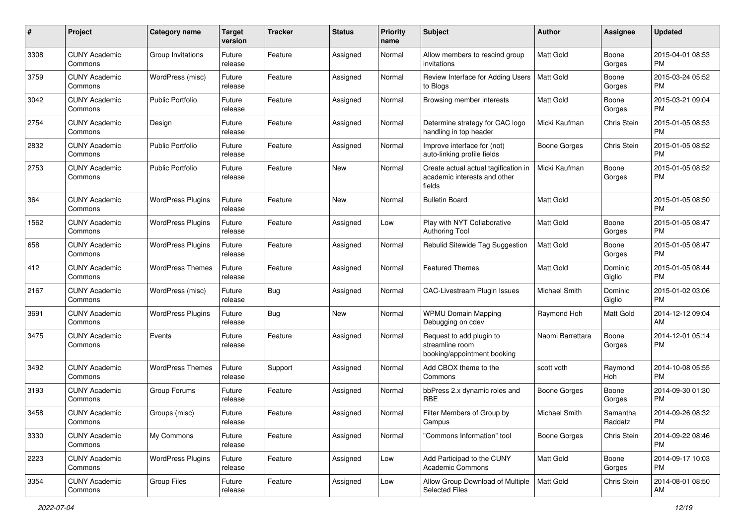| # | Project | Category name | Target version | Tracker | Status | Priority name | Subject | Author | Assignee | Updated |
|---|---|---|---|---|---|---|---|---|---|---|
| 3308 | CUNY Academic Commons | Group Invitations | Future release | Feature | Assigned | Normal | Allow members to rescind group invitations | Matt Gold | Boone Gorges | 2015-04-01 08:53 PM |
| 3759 | CUNY Academic Commons | WordPress (misc) | Future release | Feature | Assigned | Normal | Review Interface for Adding Users to Blogs | Matt Gold | Boone Gorges | 2015-03-24 05:52 PM |
| 3042 | CUNY Academic Commons | Public Portfolio | Future release | Feature | Assigned | Normal | Browsing member interests | Matt Gold | Boone Gorges | 2015-03-21 09:04 PM |
| 2754 | CUNY Academic Commons | Design | Future release | Feature | Assigned | Normal | Determine strategy for CAC logo handling in top header | Micki Kaufman | Chris Stein | 2015-01-05 08:53 PM |
| 2832 | CUNY Academic Commons | Public Portfolio | Future release | Feature | Assigned | Normal | Improve interface for (not) auto-linking profile fields | Boone Gorges | Chris Stein | 2015-01-05 08:52 PM |
| 2753 | CUNY Academic Commons | Public Portfolio | Future release | Feature | New | Normal | Create actual actual tagification in academic interests and other fields | Micki Kaufman | Boone Gorges | 2015-01-05 08:52 PM |
| 364 | CUNY Academic Commons | WordPress Plugins | Future release | Feature | New | Normal | Bulletin Board | Matt Gold | | 2015-01-05 08:50 PM |
| 1562 | CUNY Academic Commons | WordPress Plugins | Future release | Feature | Assigned | Low | Play with NYT Collaborative Authoring Tool | Matt Gold | Boone Gorges | 2015-01-05 08:47 PM |
| 658 | CUNY Academic Commons | WordPress Plugins | Future release | Feature | Assigned | Normal | Rebulid Sitewide Tag Suggestion | Matt Gold | Boone Gorges | 2015-01-05 08:47 PM |
| 412 | CUNY Academic Commons | WordPress Themes | Future release | Feature | Assigned | Normal | Featured Themes | Matt Gold | Dominic Giglio | 2015-01-05 08:44 PM |
| 2167 | CUNY Academic Commons | WordPress (misc) | Future release | Bug | Assigned | Normal | CAC-Livestream Plugin Issues | Michael Smith | Dominic Giglio | 2015-01-02 03:06 PM |
| 3691 | CUNY Academic Commons | WordPress Plugins | Future release | Bug | New | Normal | WPMU Domain Mapping Debugging on cdev | Raymond Hoh | Matt Gold | 2014-12-12 09:04 AM |
| 3475 | CUNY Academic Commons | Events | Future release | Feature | Assigned | Normal | Request to add plugin to streamline room booking/appointment booking | Naomi Barrettara | Boone Gorges | 2014-12-01 05:14 PM |
| 3492 | CUNY Academic Commons | WordPress Themes | Future release | Support | Assigned | Normal | Add CBOX theme to the Commons | scott voth | Raymond Hoh | 2014-10-08 05:55 PM |
| 3193 | CUNY Academic Commons | Group Forums | Future release | Feature | Assigned | Normal | bbPress 2.x dynamic roles and RBE | Boone Gorges | Boone Gorges | 2014-09-30 01:30 PM |
| 3458 | CUNY Academic Commons | Groups (misc) | Future release | Feature | Assigned | Normal | Filter Members of Group by Campus | Michael Smith | Samantha Raddatz | 2014-09-26 08:32 PM |
| 3330 | CUNY Academic Commons | My Commons | Future release | Feature | Assigned | Normal | "Commons Information" tool | Boone Gorges | Chris Stein | 2014-09-22 08:46 PM |
| 2223 | CUNY Academic Commons | WordPress Plugins | Future release | Feature | Assigned | Low | Add Participad to the CUNY Academic Commons | Matt Gold | Boone Gorges | 2014-09-17 10:03 PM |
| 3354 | CUNY Academic Commons | Group Files | Future release | Feature | Assigned | Low | Allow Group Download of Multiple Selected Files | Matt Gold | Chris Stein | 2014-08-01 08:50 AM |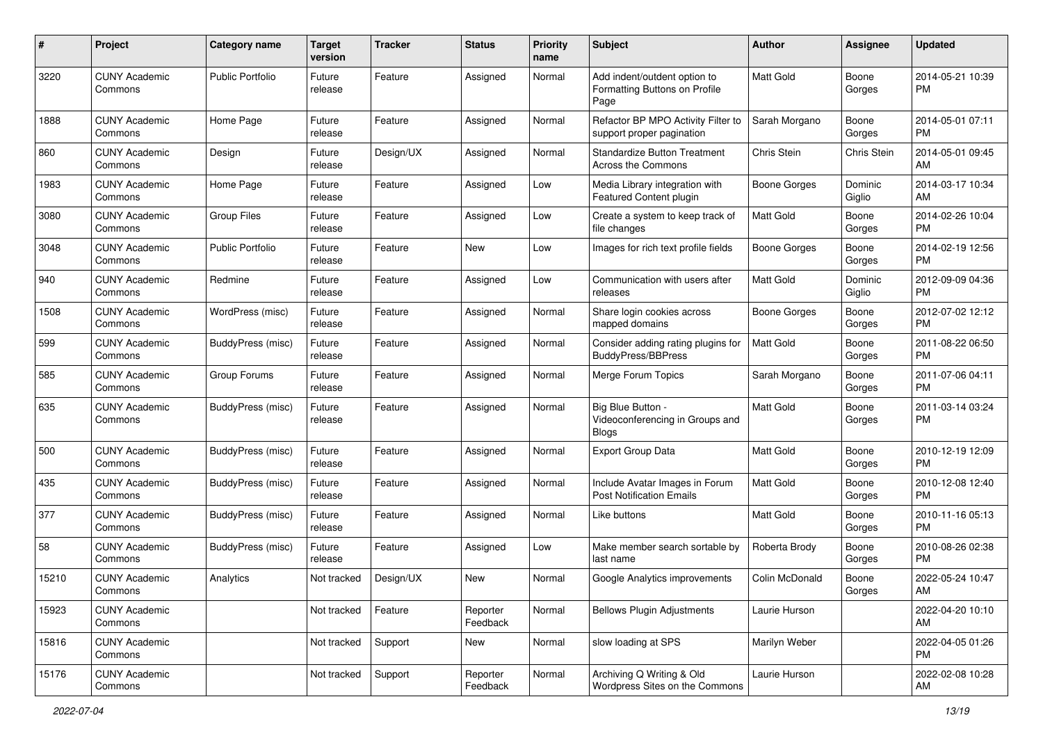| # | Project | Category name | Target version | Tracker | Status | Priority name | Subject | Author | Assignee | Updated |
|---|---|---|---|---|---|---|---|---|---|---|
| 3220 | CUNY Academic Commons | Public Portfolio | Future release | Feature | Assigned | Normal | Add indent/outdent option to Formatting Buttons on Profile Page | Matt Gold | Boone Gorges | 2014-05-21 10:39 PM |
| 1888 | CUNY Academic Commons | Home Page | Future release | Feature | Assigned | Normal | Refactor BP MPO Activity Filter to support proper pagination | Sarah Morgano | Boone Gorges | 2014-05-01 07:11 PM |
| 860 | CUNY Academic Commons | Design | Future release | Design/UX | Assigned | Normal | Standardize Button Treatment Across the Commons | Chris Stein | Chris Stein | 2014-05-01 09:45 AM |
| 1983 | CUNY Academic Commons | Home Page | Future release | Feature | Assigned | Low | Media Library integration with Featured Content plugin | Boone Gorges | Dominic Giglio | 2014-03-17 10:34 AM |
| 3080 | CUNY Academic Commons | Group Files | Future release | Feature | Assigned | Low | Create a system to keep track of file changes | Matt Gold | Boone Gorges | 2014-02-26 10:04 PM |
| 3048 | CUNY Academic Commons | Public Portfolio | Future release | Feature | New | Low | Images for rich text profile fields | Boone Gorges | Boone Gorges | 2014-02-19 12:56 PM |
| 940 | CUNY Academic Commons | Redmine | Future release | Feature | Assigned | Low | Communication with users after releases | Matt Gold | Dominic Giglio | 2012-09-09 04:36 PM |
| 1508 | CUNY Academic Commons | WordPress (misc) | Future release | Feature | Assigned | Normal | Share login cookies across mapped domains | Boone Gorges | Boone Gorges | 2012-07-02 12:12 PM |
| 599 | CUNY Academic Commons | BuddyPress (misc) | Future release | Feature | Assigned | Normal | Consider adding rating plugins for BuddyPress/BBPress | Matt Gold | Boone Gorges | 2011-08-22 06:50 PM |
| 585 | CUNY Academic Commons | Group Forums | Future release | Feature | Assigned | Normal | Merge Forum Topics | Sarah Morgano | Boone Gorges | 2011-07-06 04:11 PM |
| 635 | CUNY Academic Commons | BuddyPress (misc) | Future release | Feature | Assigned | Normal | Big Blue Button - Videoconferencing in Groups and Blogs | Matt Gold | Boone Gorges | 2011-03-14 03:24 PM |
| 500 | CUNY Academic Commons | BuddyPress (misc) | Future release | Feature | Assigned | Normal | Export Group Data | Matt Gold | Boone Gorges | 2010-12-19 12:09 PM |
| 435 | CUNY Academic Commons | BuddyPress (misc) | Future release | Feature | Assigned | Normal | Include Avatar Images in Forum Post Notification Emails | Matt Gold | Boone Gorges | 2010-12-08 12:40 PM |
| 377 | CUNY Academic Commons | BuddyPress (misc) | Future release | Feature | Assigned | Normal | Like buttons | Matt Gold | Boone Gorges | 2010-11-16 05:13 PM |
| 58 | CUNY Academic Commons | BuddyPress (misc) | Future release | Feature | Assigned | Low | Make member search sortable by last name | Roberta Brody | Boone Gorges | 2010-08-26 02:38 PM |
| 15210 | CUNY Academic Commons | Analytics | Not tracked | Design/UX | New | Normal | Google Analytics improvements | Colin McDonald | Boone Gorges | 2022-05-24 10:47 AM |
| 15923 | CUNY Academic Commons | | Not tracked | Feature | Reporter Feedback | Normal | Bellows Plugin Adjustments | Laurie Hurson | | 2022-04-20 10:10 AM |
| 15816 | CUNY Academic Commons | | Not tracked | Support | New | Normal | slow loading at SPS | Marilyn Weber | | 2022-04-05 01:26 PM |
| 15176 | CUNY Academic Commons | | Not tracked | Support | Reporter Feedback | Normal | Archiving Q Writing & Old Wordpress Sites on the Commons | Laurie Hurson | | 2022-02-08 10:28 AM |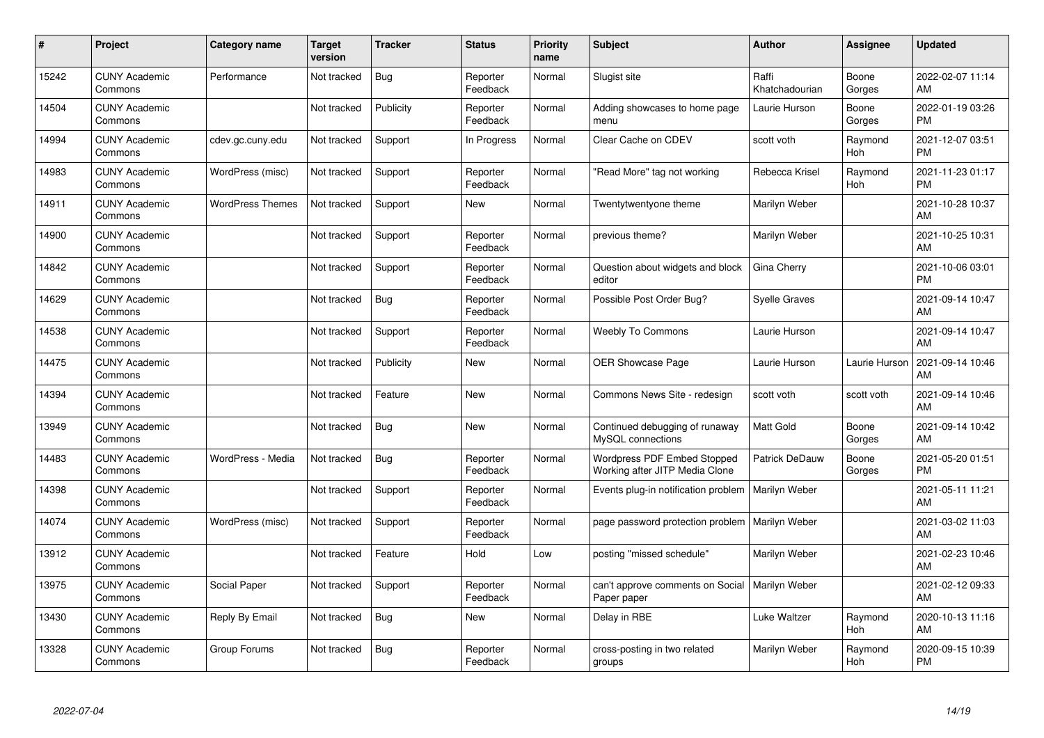| # | Project | Category name | Target version | Tracker | Status | Priority name | Subject | Author | Assignee | Updated |
|---|---|---|---|---|---|---|---|---|---|---|
| 15242 | CUNY Academic Commons | Performance | Not tracked | Bug | Reporter Feedback | Normal | Slugist site | Raffi Khatchadourian | Boone Gorges | 2022-02-07 11:14 AM |
| 14504 | CUNY Academic Commons | | Not tracked | Publicity | Reporter Feedback | Normal | Adding showcases to home page menu | Laurie Hurson | Boone Gorges | 2022-01-19 03:26 PM |
| 14994 | CUNY Academic Commons | cdev.gc.cuny.edu | Not tracked | Support | In Progress | Normal | Clear Cache on CDEV | scott voth | Raymond Hoh | 2021-12-07 03:51 PM |
| 14983 | CUNY Academic Commons | WordPress (misc) | Not tracked | Support | Reporter Feedback | Normal | "Read More" tag not working | Rebecca Krisel | Raymond Hoh | 2021-11-23 01:17 PM |
| 14911 | CUNY Academic Commons | WordPress Themes | Not tracked | Support | New | Normal | Twentytwentyone theme | Marilyn Weber | | 2021-10-28 10:37 AM |
| 14900 | CUNY Academic Commons | | Not tracked | Support | Reporter Feedback | Normal | previous theme? | Marilyn Weber | | 2021-10-25 10:31 AM |
| 14842 | CUNY Academic Commons | | Not tracked | Support | Reporter Feedback | Normal | Question about widgets and block editor | Gina Cherry | | 2021-10-06 03:01 PM |
| 14629 | CUNY Academic Commons | | Not tracked | Bug | Reporter Feedback | Normal | Possible Post Order Bug? | Syelle Graves | | 2021-09-14 10:47 AM |
| 14538 | CUNY Academic Commons | | Not tracked | Support | Reporter Feedback | Normal | Weebly To Commons | Laurie Hurson | | 2021-09-14 10:47 AM |
| 14475 | CUNY Academic Commons | | Not tracked | Publicity | New | Normal | OER Showcase Page | Laurie Hurson | Laurie Hurson | 2021-09-14 10:46 AM |
| 14394 | CUNY Academic Commons | | Not tracked | Feature | New | Normal | Commons News Site - redesign | scott voth | scott voth | 2021-09-14 10:46 AM |
| 13949 | CUNY Academic Commons | | Not tracked | Bug | New | Normal | Continued debugging of runaway MySQL connections | Matt Gold | Boone Gorges | 2021-09-14 10:42 AM |
| 14483 | CUNY Academic Commons | WordPress - Media | Not tracked | Bug | Reporter Feedback | Normal | Wordpress PDF Embed Stopped Working after JITP Media Clone | Patrick DeDauw | Boone Gorges | 2021-05-20 01:51 PM |
| 14398 | CUNY Academic Commons | | Not tracked | Support | Reporter Feedback | Normal | Events plug-in notification problem | Marilyn Weber | | 2021-05-11 11:21 AM |
| 14074 | CUNY Academic Commons | WordPress (misc) | Not tracked | Support | Reporter Feedback | Normal | page password protection problem | Marilyn Weber | | 2021-03-02 11:03 AM |
| 13912 | CUNY Academic Commons | | Not tracked | Feature | Hold | Low | posting "missed schedule" | Marilyn Weber | | 2021-02-23 10:46 AM |
| 13975 | CUNY Academic Commons | Social Paper | Not tracked | Support | Reporter Feedback | Normal | can't approve comments on Social Paper paper | Marilyn Weber | | 2021-02-12 09:33 AM |
| 13430 | CUNY Academic Commons | Reply By Email | Not tracked | Bug | New | Normal | Delay in RBE | Luke Waltzer | Raymond Hoh | 2020-10-13 11:16 AM |
| 13328 | CUNY Academic Commons | Group Forums | Not tracked | Bug | Reporter Feedback | Normal | cross-posting in two related groups | Marilyn Weber | Raymond Hoh | 2020-09-15 10:39 PM |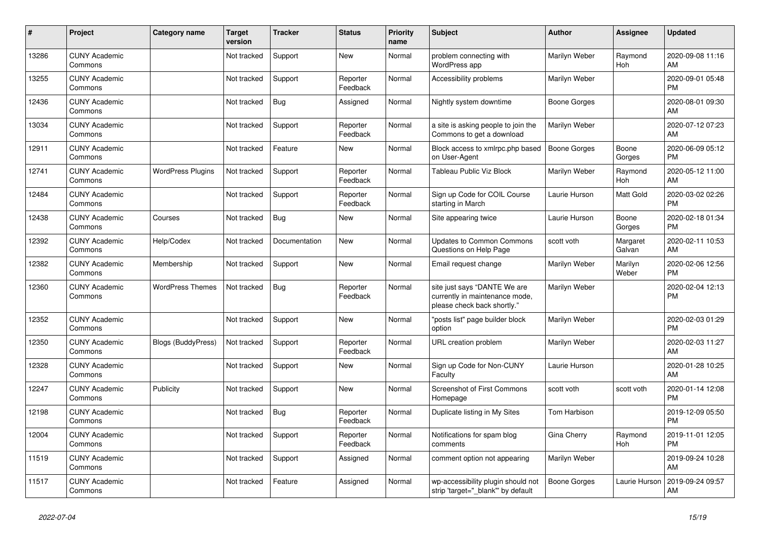| # | Project | Category name | Target version | Tracker | Status | Priority name | Subject | Author | Assignee | Updated |
|---|---|---|---|---|---|---|---|---|---|---|
| 13286 | CUNY Academic Commons | | Not tracked | Support | New | Normal | problem connecting with WordPress app | Marilyn Weber | Raymond Hoh | 2020-09-08 11:16 AM |
| 13255 | CUNY Academic Commons | | Not tracked | Support | Reporter Feedback | Normal | Accessibility problems | Marilyn Weber | | 2020-09-01 05:48 PM |
| 12436 | CUNY Academic Commons | | Not tracked | Bug | Assigned | Normal | Nightly system downtime | Boone Gorges | | 2020-08-01 09:30 AM |
| 13034 | CUNY Academic Commons | | Not tracked | Support | Reporter Feedback | Normal | a site is asking people to join the Commons to get a download | Marilyn Weber | | 2020-07-12 07:23 AM |
| 12911 | CUNY Academic Commons | | Not tracked | Feature | New | Normal | Block access to xmlrpc.php based on User-Agent | Boone Gorges | Boone Gorges | 2020-06-09 05:12 PM |
| 12741 | CUNY Academic Commons | WordPress Plugins | Not tracked | Support | Reporter Feedback | Normal | Tableau Public Viz Block | Marilyn Weber | Raymond Hoh | 2020-05-12 11:00 AM |
| 12484 | CUNY Academic Commons | | Not tracked | Support | Reporter Feedback | Normal | Sign up Code for COIL Course starting in March | Laurie Hurson | Matt Gold | 2020-03-02 02:26 PM |
| 12438 | CUNY Academic Commons | Courses | Not tracked | Bug | New | Normal | Site appearing twice | Laurie Hurson | Boone Gorges | 2020-02-18 01:34 PM |
| 12392 | CUNY Academic Commons | Help/Codex | Not tracked | Documentation | New | Normal | Updates to Common Commons Questions on Help Page | scott voth | Margaret Galvan | 2020-02-11 10:53 AM |
| 12382 | CUNY Academic Commons | Membership | Not tracked | Support | New | Normal | Email request change | Marilyn Weber | Marilyn Weber | 2020-02-06 12:56 PM |
| 12360 | CUNY Academic Commons | WordPress Themes | Not tracked | Bug | Reporter Feedback | Normal | site just says "DANTE We are currently in maintenance mode, please check back shortly." | Marilyn Weber | | 2020-02-04 12:13 PM |
| 12352 | CUNY Academic Commons | | Not tracked | Support | New | Normal | "posts list" page builder block option | Marilyn Weber | | 2020-02-03 01:29 PM |
| 12350 | CUNY Academic Commons | Blogs (BuddyPress) | Not tracked | Support | Reporter Feedback | Normal | URL creation problem | Marilyn Weber | | 2020-02-03 11:27 AM |
| 12328 | CUNY Academic Commons | | Not tracked | Support | New | Normal | Sign up Code for Non-CUNY Faculty | Laurie Hurson | | 2020-01-28 10:25 AM |
| 12247 | CUNY Academic Commons | Publicity | Not tracked | Support | New | Normal | Screenshot of First Commons Homepage | scott voth | scott voth | 2020-01-14 12:08 PM |
| 12198 | CUNY Academic Commons | | Not tracked | Bug | Reporter Feedback | Normal | Duplicate listing in My Sites | Tom Harbison | | 2019-12-09 05:50 PM |
| 12004 | CUNY Academic Commons | | Not tracked | Support | Reporter Feedback | Normal | Notifications for spam blog comments | Gina Cherry | Raymond Hoh | 2019-11-01 12:05 PM |
| 11519 | CUNY Academic Commons | | Not tracked | Support | Assigned | Normal | comment option not appearing | Marilyn Weber | | 2019-09-24 10:28 AM |
| 11517 | CUNY Academic Commons | | Not tracked | Feature | Assigned | Normal | wp-accessibility plugin should not strip 'target="_blank"' by default | Boone Gorges | Laurie Hurson | 2019-09-24 09:57 AM |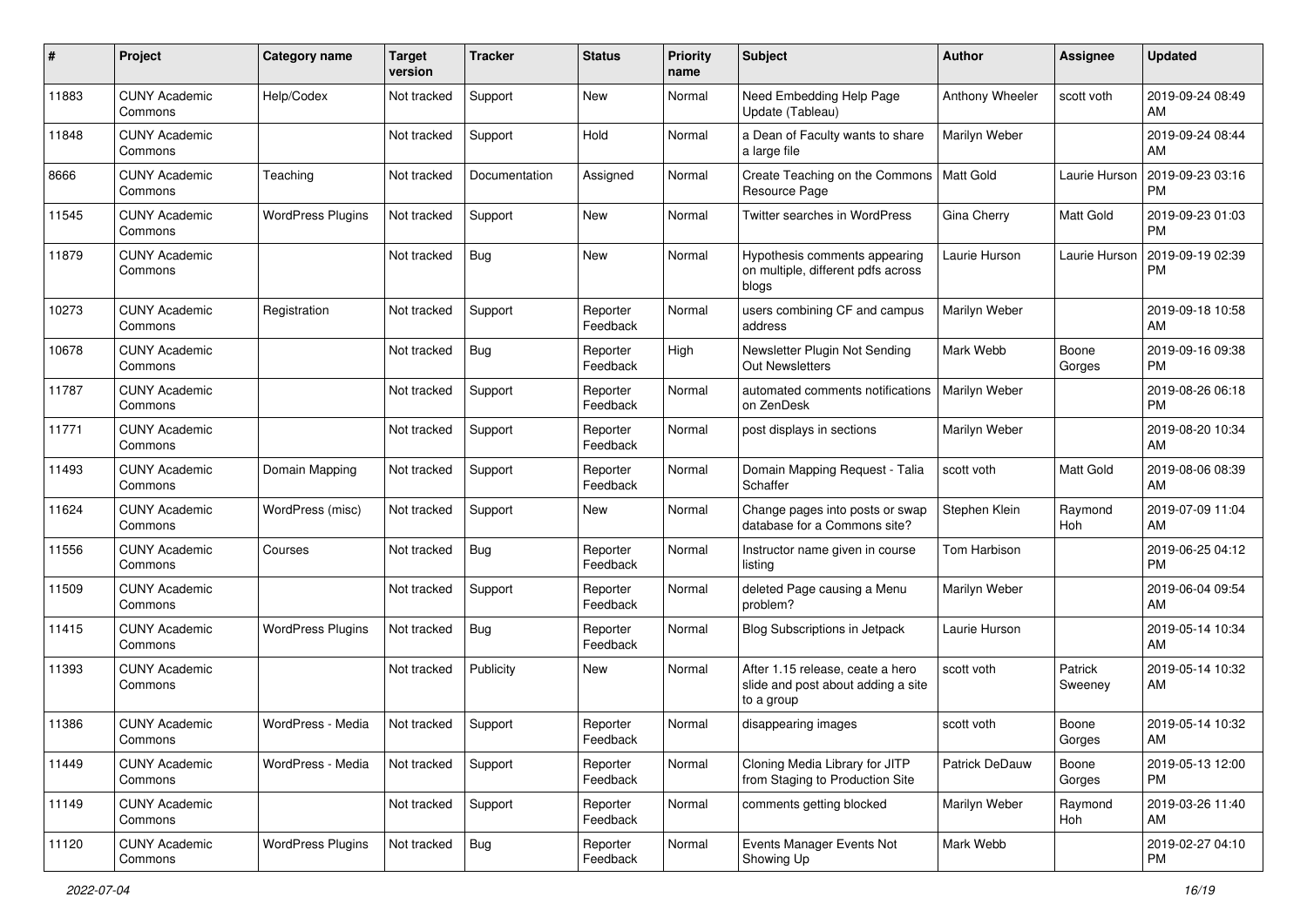| # | Project | Category name | Target version | Tracker | Status | Priority name | Subject | Author | Assignee | Updated |
|---|---|---|---|---|---|---|---|---|---|---|
| 11883 | CUNY Academic Commons | Help/Codex | Not tracked | Support | New | Normal | Need Embedding Help Page Update (Tableau) | Anthony Wheeler | scott voth | 2019-09-24 08:49 AM |
| 11848 | CUNY Academic Commons | | Not tracked | Support | Hold | Normal | a Dean of Faculty wants to share a large file | Marilyn Weber | | 2019-09-24 08:44 AM |
| 8666 | CUNY Academic Commons | Teaching | Not tracked | Documentation | Assigned | Normal | Create Teaching on the Commons Resource Page | Matt Gold | Laurie Hurson | 2019-09-23 03:16 PM |
| 11545 | CUNY Academic Commons | WordPress Plugins | Not tracked | Support | New | Normal | Twitter searches in WordPress | Gina Cherry | Matt Gold | 2019-09-23 01:03 PM |
| 11879 | CUNY Academic Commons | | Not tracked | Bug | New | Normal | Hypothesis comments appearing on multiple, different pdfs across blogs | Laurie Hurson | Laurie Hurson | 2019-09-19 02:39 PM |
| 10273 | CUNY Academic Commons | Registration | Not tracked | Support | Reporter Feedback | Normal | users combining CF and campus address | Marilyn Weber | | 2019-09-18 10:58 AM |
| 10678 | CUNY Academic Commons | | Not tracked | Bug | Reporter Feedback | High | Newsletter Plugin Not Sending Out Newsletters | Mark Webb | Boone Gorges | 2019-09-16 09:38 PM |
| 11787 | CUNY Academic Commons | | Not tracked | Support | Reporter Feedback | Normal | automated comments notifications on ZenDesk | Marilyn Weber | | 2019-08-26 06:18 PM |
| 11771 | CUNY Academic Commons | | Not tracked | Support | Reporter Feedback | Normal | post displays in sections | Marilyn Weber | | 2019-08-20 10:34 AM |
| 11493 | CUNY Academic Commons | Domain Mapping | Not tracked | Support | Reporter Feedback | Normal | Domain Mapping Request - Talia Schaffer | scott voth | Matt Gold | 2019-08-06 08:39 AM |
| 11624 | CUNY Academic Commons | WordPress (misc) | Not tracked | Support | New | Normal | Change pages into posts or swap database for a Commons site? | Stephen Klein | Raymond Hoh | 2019-07-09 11:04 AM |
| 11556 | CUNY Academic Commons | Courses | Not tracked | Bug | Reporter Feedback | Normal | Instructor name given in course listing | Tom Harbison | | 2019-06-25 04:12 PM |
| 11509 | CUNY Academic Commons | | Not tracked | Support | Reporter Feedback | Normal | deleted Page causing a Menu problem? | Marilyn Weber | | 2019-06-04 09:54 AM |
| 11415 | CUNY Academic Commons | WordPress Plugins | Not tracked | Bug | Reporter Feedback | Normal | Blog Subscriptions in Jetpack | Laurie Hurson | | 2019-05-14 10:34 AM |
| 11393 | CUNY Academic Commons | | Not tracked | Publicity | New | Normal | After 1.15 release, ceate a hero slide and post about adding a site to a group | scott voth | Patrick Sweeney | 2019-05-14 10:32 AM |
| 11386 | CUNY Academic Commons | WordPress - Media | Not tracked | Support | Reporter Feedback | Normal | disappearing images | scott voth | Boone Gorges | 2019-05-14 10:32 AM |
| 11449 | CUNY Academic Commons | WordPress - Media | Not tracked | Support | Reporter Feedback | Normal | Cloning Media Library for JITP from Staging to Production Site | Patrick DeDauw | Boone Gorges | 2019-05-13 12:00 PM |
| 11149 | CUNY Academic Commons | | Not tracked | Support | Reporter Feedback | Normal | comments getting blocked | Marilyn Weber | Raymond Hoh | 2019-03-26 11:40 AM |
| 11120 | CUNY Academic Commons | WordPress Plugins | Not tracked | Bug | Reporter Feedback | Normal | Events Manager Events Not Showing Up | Mark Webb | | 2019-02-27 04:10 PM |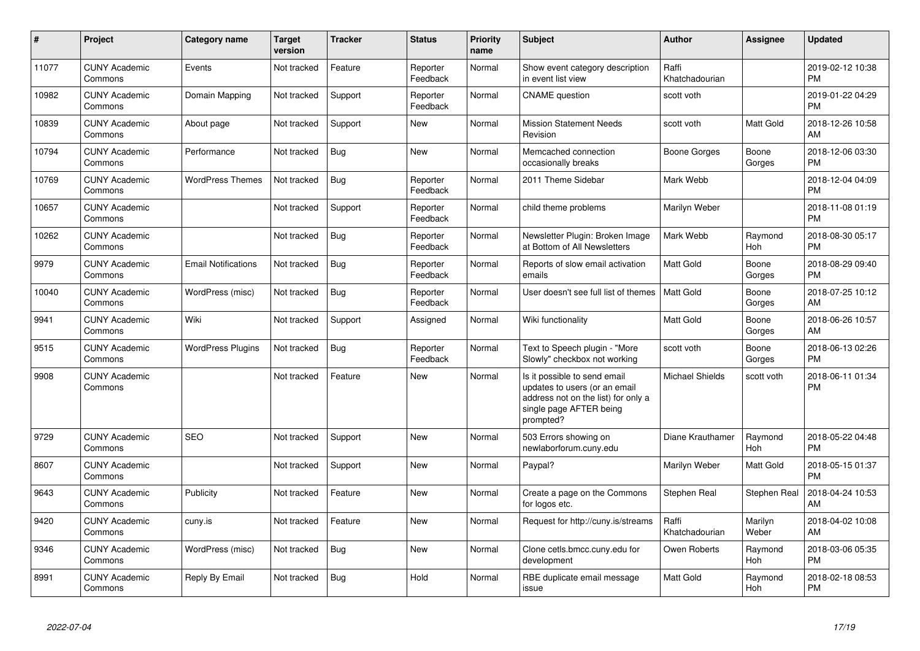| # | Project | Category name | Target version | Tracker | Status | Priority name | Subject | Author | Assignee | Updated |
|---|---|---|---|---|---|---|---|---|---|---|
| 11077 | CUNY Academic Commons | Events | Not tracked | Feature | Reporter Feedback | Normal | Show event category description in event list view | Raffi Khatchadourian | | 2019-02-12 10:38 PM |
| 10982 | CUNY Academic Commons | Domain Mapping | Not tracked | Support | Reporter Feedback | Normal | CNAME question | scott voth | | 2019-01-22 04:29 PM |
| 10839 | CUNY Academic Commons | About page | Not tracked | Support | New | Normal | Mission Statement Needs Revision | scott voth | Matt Gold | 2018-12-26 10:58 AM |
| 10794 | CUNY Academic Commons | Performance | Not tracked | Bug | New | Normal | Memcached connection occasionally breaks | Boone Gorges | Boone Gorges | 2018-12-06 03:30 PM |
| 10769 | CUNY Academic Commons | WordPress Themes | Not tracked | Bug | Reporter Feedback | Normal | 2011 Theme Sidebar | Mark Webb | | 2018-12-04 04:09 PM |
| 10657 | CUNY Academic Commons | | Not tracked | Support | Reporter Feedback | Normal | child theme problems | Marilyn Weber | | 2018-11-08 01:19 PM |
| 10262 | CUNY Academic Commons | | Not tracked | Bug | Reporter Feedback | Normal | Newsletter Plugin: Broken Image at Bottom of All Newsletters | Mark Webb | Raymond Hoh | 2018-08-30 05:17 PM |
| 9979 | CUNY Academic Commons | Email Notifications | Not tracked | Bug | Reporter Feedback | Normal | Reports of slow email activation emails | Matt Gold | Boone Gorges | 2018-08-29 09:40 PM |
| 10040 | CUNY Academic Commons | WordPress (misc) | Not tracked | Bug | Reporter Feedback | Normal | User doesn't see full list of themes | Matt Gold | Boone Gorges | 2018-07-25 10:12 AM |
| 9941 | CUNY Academic Commons | Wiki | Not tracked | Support | Assigned | Normal | Wiki functionality | Matt Gold | Boone Gorges | 2018-06-26 10:57 AM |
| 9515 | CUNY Academic Commons | WordPress Plugins | Not tracked | Bug | Reporter Feedback | Normal | Text to Speech plugin - "More Slowly" checkbox not working | scott voth | Boone Gorges | 2018-06-13 02:26 PM |
| 9908 | CUNY Academic Commons | | Not tracked | Feature | New | Normal | Is it possible to send email updates to users (or an email address not on the list) for only a single page AFTER being prompted? | Michael Shields | scott voth | 2018-06-11 01:34 PM |
| 9729 | CUNY Academic Commons | SEO | Not tracked | Support | New | Normal | 503 Errors showing on newlaborforum.cuny.edu | Diane Krauthamer | Raymond Hoh | 2018-05-22 04:48 PM |
| 8607 | CUNY Academic Commons | | Not tracked | Support | New | Normal | Paypal? | Marilyn Weber | Matt Gold | 2018-05-15 01:37 PM |
| 9643 | CUNY Academic Commons | Publicity | Not tracked | Feature | New | Normal | Create a page on the Commons for logos etc. | Stephen Real | Stephen Real | 2018-04-24 10:53 AM |
| 9420 | CUNY Academic Commons | cuny.is | Not tracked | Feature | New | Normal | Request for http://cuny.is/streams | Raffi Khatchadourian | Marilyn Weber | 2018-04-02 10:08 AM |
| 9346 | CUNY Academic Commons | WordPress (misc) | Not tracked | Bug | New | Normal | Clone cetls.bmcc.cuny.edu for development | Owen Roberts | Raymond Hoh | 2018-03-06 05:35 PM |
| 8991 | CUNY Academic Commons | Reply By Email | Not tracked | Bug | Hold | Normal | RBE duplicate email message issue | Matt Gold | Raymond Hoh | 2018-02-18 08:53 PM |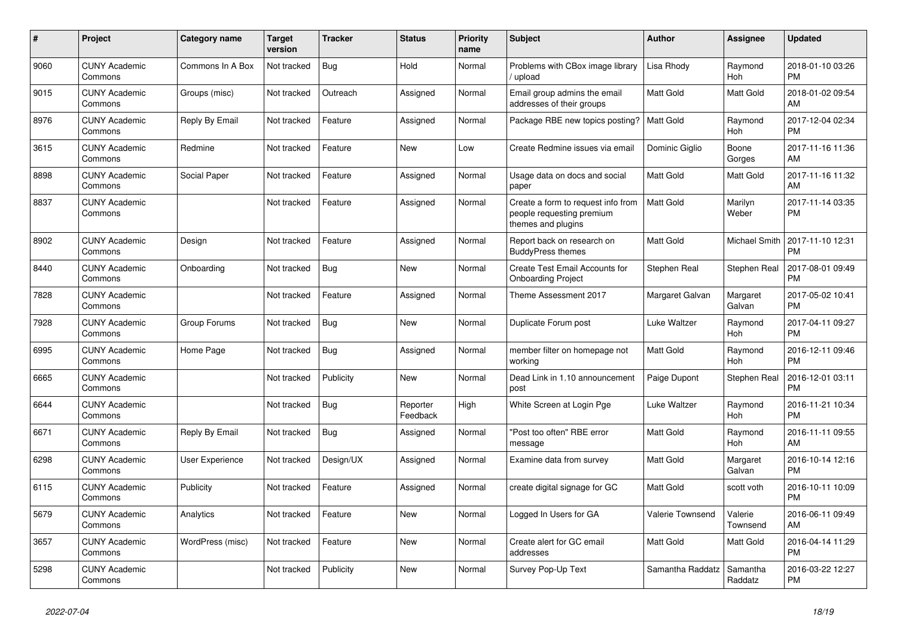| # | Project | Category name | Target version | Tracker | Status | Priority name | Subject | Author | Assignee | Updated |
|---|---|---|---|---|---|---|---|---|---|---|
| 9060 | CUNY Academic Commons | Commons In A Box | Not tracked | Bug | Hold | Normal | Problems with CBox image library / upload | Lisa Rhody | Raymond Hoh | 2018-01-10 03:26 PM |
| 9015 | CUNY Academic Commons | Groups (misc) | Not tracked | Outreach | Assigned | Normal | Email group admins the email addresses of their groups | Matt Gold | Matt Gold | 2018-01-02 09:54 AM |
| 8976 | CUNY Academic Commons | Reply By Email | Not tracked | Feature | Assigned | Normal | Package RBE new topics posting? | Matt Gold | Raymond Hoh | 2017-12-04 02:34 PM |
| 3615 | CUNY Academic Commons | Redmine | Not tracked | Feature | New | Low | Create Redmine issues via email | Dominic Giglio | Boone Gorges | 2017-11-16 11:36 AM |
| 8898 | CUNY Academic Commons | Social Paper | Not tracked | Feature | Assigned | Normal | Usage data on docs and social paper | Matt Gold | Matt Gold | 2017-11-16 11:32 AM |
| 8837 | CUNY Academic Commons | | Not tracked | Feature | Assigned | Normal | Create a form to request info from people requesting premium themes and plugins | Matt Gold | Marilyn Weber | 2017-11-14 03:35 PM |
| 8902 | CUNY Academic Commons | Design | Not tracked | Feature | Assigned | Normal | Report back on research on BuddyPress themes | Matt Gold | Michael Smith | 2017-11-10 12:31 PM |
| 8440 | CUNY Academic Commons | Onboarding | Not tracked | Bug | New | Normal | Create Test Email Accounts for Onboarding Project | Stephen Real | Stephen Real | 2017-08-01 09:49 PM |
| 7828 | CUNY Academic Commons | | Not tracked | Feature | Assigned | Normal | Theme Assessment 2017 | Margaret Galvan | Margaret Galvan | 2017-05-02 10:41 PM |
| 7928 | CUNY Academic Commons | Group Forums | Not tracked | Bug | New | Normal | Duplicate Forum post | Luke Waltzer | Raymond Hoh | 2017-04-11 09:27 PM |
| 6995 | CUNY Academic Commons | Home Page | Not tracked | Bug | Assigned | Normal | member filter on homepage not working | Matt Gold | Raymond Hoh | 2016-12-11 09:46 PM |
| 6665 | CUNY Academic Commons | | Not tracked | Publicity | New | Normal | Dead Link in 1.10 announcement post | Paige Dupont | Stephen Real | 2016-12-01 03:11 PM |
| 6644 | CUNY Academic Commons | | Not tracked | Bug | Reporter Feedback | High | White Screen at Login Pge | Luke Waltzer | Raymond Hoh | 2016-11-21 10:34 PM |
| 6671 | CUNY Academic Commons | Reply By Email | Not tracked | Bug | Assigned | Normal | "Post too often" RBE error message | Matt Gold | Raymond Hoh | 2016-11-11 09:55 AM |
| 6298 | CUNY Academic Commons | User Experience | Not tracked | Design/UX | Assigned | Normal | Examine data from survey | Matt Gold | Margaret Galvan | 2016-10-14 12:16 PM |
| 6115 | CUNY Academic Commons | Publicity | Not tracked | Feature | Assigned | Normal | create digital signage for GC | Matt Gold | scott voth | 2016-10-11 10:09 PM |
| 5679 | CUNY Academic Commons | Analytics | Not tracked | Feature | New | Normal | Logged In Users for GA | Valerie Townsend | Valerie Townsend | 2016-06-11 09:49 AM |
| 3657 | CUNY Academic Commons | WordPress (misc) | Not tracked | Feature | New | Normal | Create alert for GC email addresses | Matt Gold | Matt Gold | 2016-04-14 11:29 PM |
| 5298 | CUNY Academic Commons | | Not tracked | Publicity | New | Normal | Survey Pop-Up Text | Samantha Raddatz | Samantha Raddatz | 2016-03-22 12:27 PM |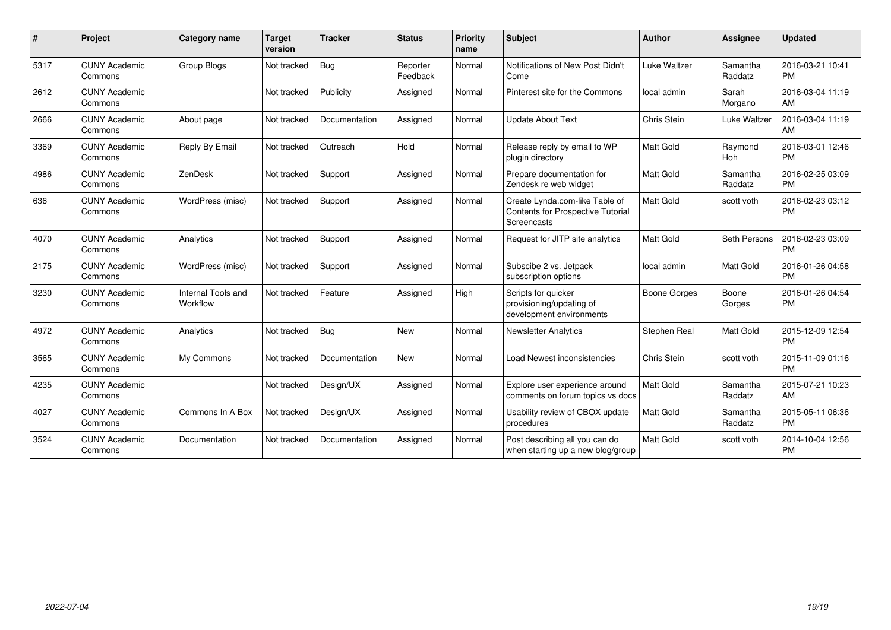| # | Project | Category name | Target version | Tracker | Status | Priority name | Subject | Author | Assignee | Updated |
|---|---|---|---|---|---|---|---|---|---|---|
| 5317 | CUNY Academic Commons | Group Blogs | Not tracked | Bug | Reporter Feedback | Normal | Notifications of New Post Didn't Come | Luke Waltzer | Samantha Raddatz | 2016-03-21 10:41 PM |
| 2612 | CUNY Academic Commons | | Not tracked | Publicity | Assigned | Normal | Pinterest site for the Commons | local admin | Sarah Morgano | 2016-03-04 11:19 AM |
| 2666 | CUNY Academic Commons | About page | Not tracked | Documentation | Assigned | Normal | Update About Text | Chris Stein | Luke Waltzer | 2016-03-04 11:19 AM |
| 3369 | CUNY Academic Commons | Reply By Email | Not tracked | Outreach | Hold | Normal | Release reply by email to WP plugin directory | Matt Gold | Raymond Hoh | 2016-03-01 12:46 PM |
| 4986 | CUNY Academic Commons | ZenDesk | Not tracked | Support | Assigned | Normal | Prepare documentation for Zendesk re web widget | Matt Gold | Samantha Raddatz | 2016-02-25 03:09 PM |
| 636 | CUNY Academic Commons | WordPress (misc) | Not tracked | Support | Assigned | Normal | Create Lynda.com-like Table of Contents for Prospective Tutorial Screencasts | Matt Gold | scott voth | 2016-02-23 03:12 PM |
| 4070 | CUNY Academic Commons | Analytics | Not tracked | Support | Assigned | Normal | Request for JITP site analytics | Matt Gold | Seth Persons | 2016-02-23 03:09 PM |
| 2175 | CUNY Academic Commons | WordPress (misc) | Not tracked | Support | Assigned | Normal | Subscibe 2 vs. Jetpack subscription options | local admin | Matt Gold | 2016-01-26 04:58 PM |
| 3230 | CUNY Academic Commons | Internal Tools and Workflow | Not tracked | Feature | Assigned | High | Scripts for quicker provisioning/updating of development environments | Boone Gorges | Boone Gorges | 2016-01-26 04:54 PM |
| 4972 | CUNY Academic Commons | Analytics | Not tracked | Bug | New | Normal | Newsletter Analytics | Stephen Real | Matt Gold | 2015-12-09 12:54 PM |
| 3565 | CUNY Academic Commons | My Commons | Not tracked | Documentation | New | Normal | Load Newest inconsistencies | Chris Stein | scott voth | 2015-11-09 01:16 PM |
| 4235 | CUNY Academic Commons | | Not tracked | Design/UX | Assigned | Normal | Explore user experience around comments on forum topics vs docs | Matt Gold | Samantha Raddatz | 2015-07-21 10:23 AM |
| 4027 | CUNY Academic Commons | Commons In A Box | Not tracked | Design/UX | Assigned | Normal | Usability review of CBOX update procedures | Matt Gold | Samantha Raddatz | 2015-05-11 06:36 PM |
| 3524 | CUNY Academic Commons | Documentation | Not tracked | Documentation | Assigned | Normal | Post describing all you can do when starting up a new blog/group | Matt Gold | scott voth | 2014-10-04 12:56 PM |